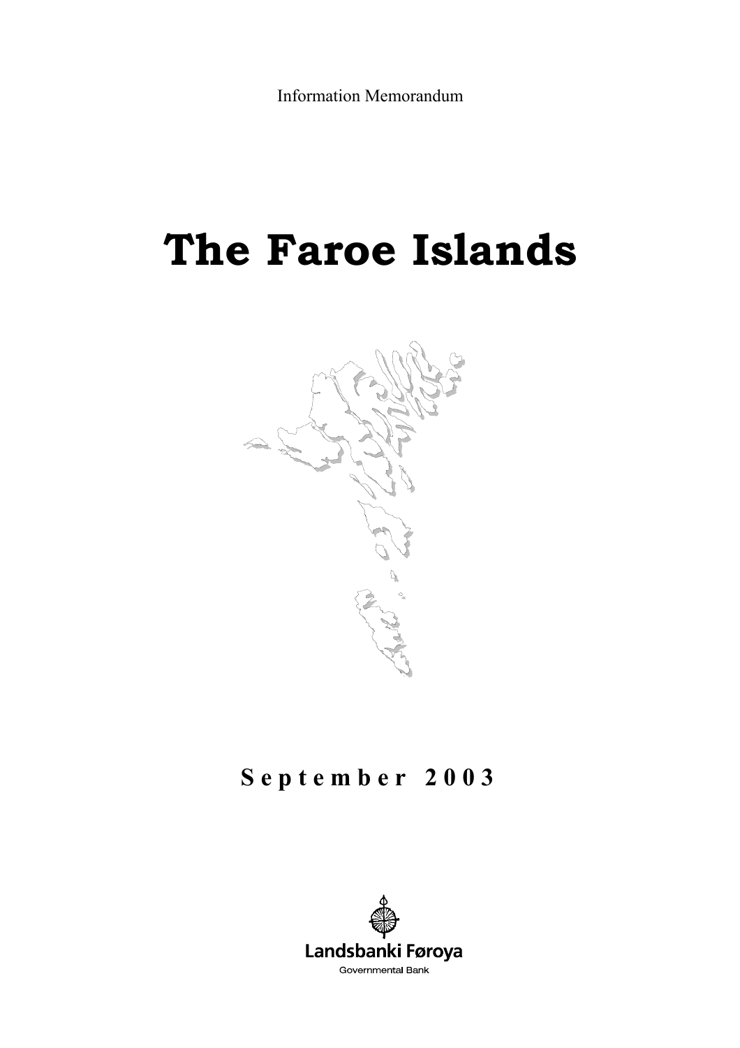Information Memorandum

# The Faroe Islands

**September 2003**

Landsbanki Føroya

Governmental Bank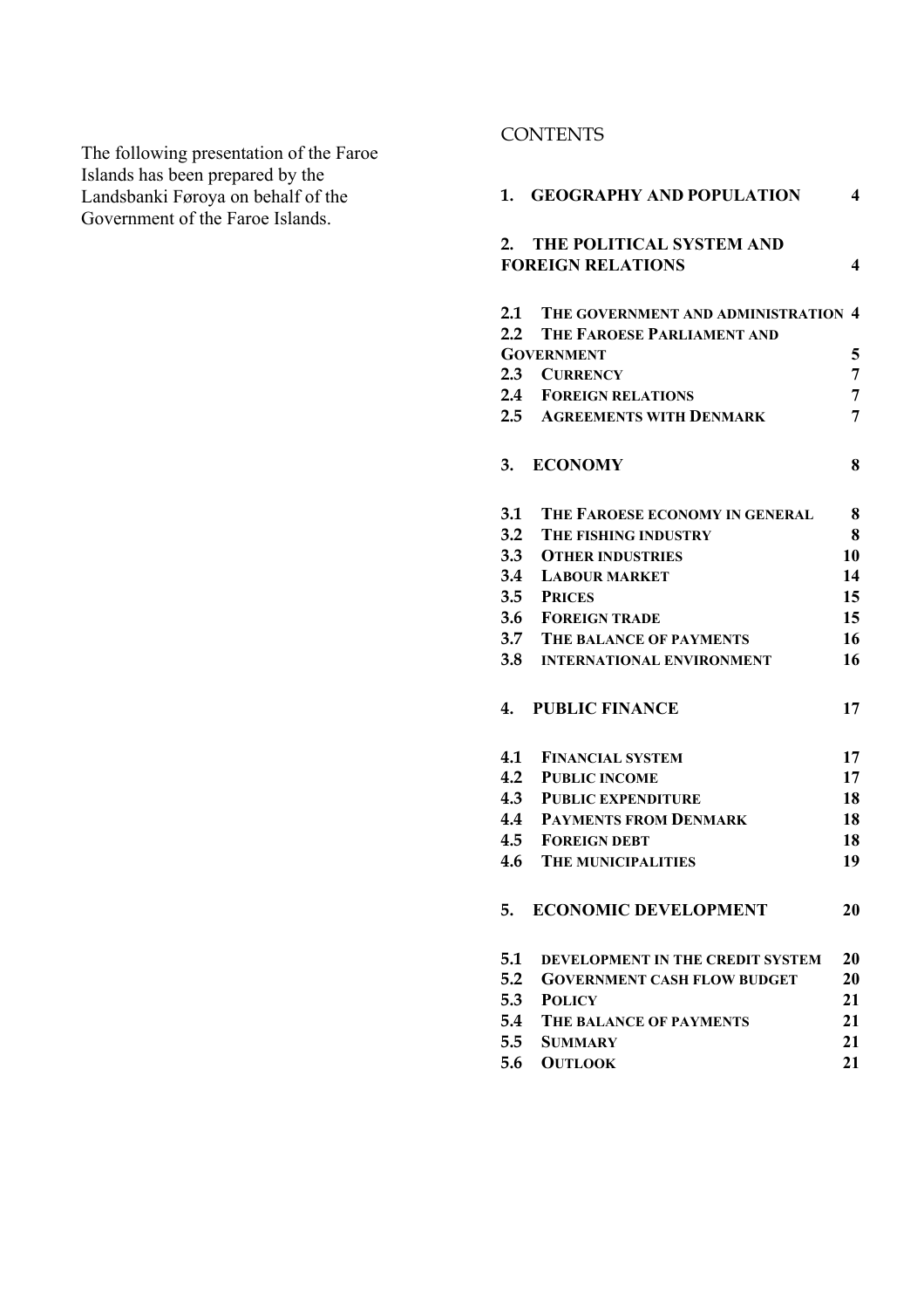The following presentation of the Faroe Islands has been prepared by the Landsbanki Føroya on behalf of the Government of the Faroe Islands.

# CONTENTS

| | |
|---|---|
| **1. GEOGRAPHY AND POPULATION** | **4** |
| **2. THE POLITICAL SYSTEM AND FOREIGN RELATIONS** | **4** |
| **2.1 THE GOVERNMENT AND ADMINISTRATION** | **4** |
| **2.2 THE FAROESE PARLIAMENT AND GOVERNMENT** | **5** |
| **2.3 CURRENCY** | **7** |
| **2.4 FOREIGN RELATIONS** | **7** |
| **2.5 AGREEMENTS WITH DENMARK** | **7** |
| **3. ECONOMY** | **8** |
| **3.1 THE FAROESE ECONOMY IN GENERAL** | **8** |
| **3.2 THE FISHING INDUSTRY** | **8** |
| **3.3 OTHER INDUSTRIES** | **10** |
| **3.4 LABOUR MARKET** | **14** |
| **3.5 PRICES** | **15** |
| **3.6 FOREIGN TRADE** | **15** |
| **3.7 THE BALANCE OF PAYMENTS** | **16** |
| **3.8 INTERNATIONAL ENVIRONMENT** | **16** |
| **4. PUBLIC FINANCE** | **17** |
| **4.1 FINANCIAL SYSTEM** | **17** |
| **4.2 PUBLIC INCOME** | **17** |
| **4.3 PUBLIC EXPENDITURE** | **18** |
| **4.4 PAYMENTS FROM DENMARK** | **18** |
| **4.5 FOREIGN DEBT** | **18** |
| **4.6 THE MUNICIPALITIES** | **19** |
| **5. ECONOMIC DEVELOPMENT** | **20** |
| **5.1 DEVELOPMENT IN THE CREDIT SYSTEM** | **20** |
| **5.2 GOVERNMENT CASH FLOW BUDGET** | **20** |
| **5.3 POLICY** | **21** |
| **5.4 THE BALANCE OF PAYMENTS** | **21** |
| **5.5 SUMMARY** | **21** |
| **5.6 OUTLOOK** | **21** |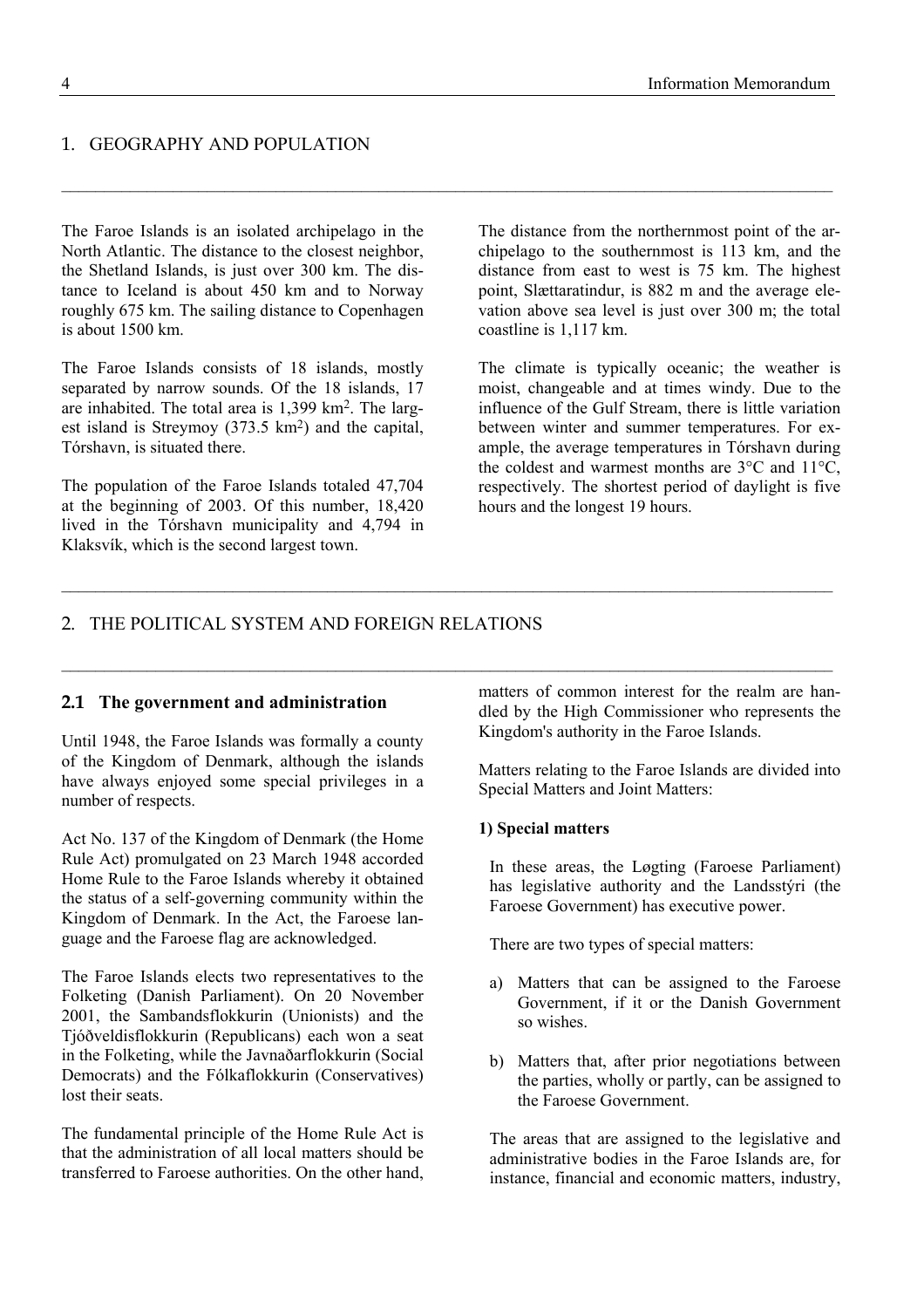# 1. GEOGRAPHY AND POPULATION

The Faroe Islands is an isolated archipelago in the North Atlantic. The distance to the closest neighbor, the Shetland Islands, is just over 300 km. The distance to Iceland is about 450 km and to Norway roughly 675 km. The sailing distance to Copenhagen is about 1500 km.

The Faroe Islands consists of 18 islands, mostly separated by narrow sounds. Of the 18 islands, 17 are inhabited. The total area is 1,399 km$^2$. The largest island is Streymoy (373.5 km$^2$) and the capital, Tórshavn, is situated there.

The population of the Faroe Islands totaled 47,704 at the beginning of 2003. Of this number, 18,420 lived in the Tórshavn municipality and 4,794 in Klaksvík, which is the second largest town.

The distance from the northernmost point of the archipelago to the southernmost is 113 km, and the distance from east to west is 75 km. The highest point, Slættaratindur, is 882 m and the average elevation above sea level is just over 300 m; the total coastline is 1,117 km.

The climate is typically oceanic; the weather is moist, changeable and at times windy. Due to the influence of the Gulf Stream, there is little variation between winter and summer temperatures. For example, the average temperatures in Tórshavn during the coldest and warmest months are 3°C and 11°C, respectively. The shortest period of daylight is five hours and the longest 19 hours.

# 2. THE POLITICAL SYSTEM AND FOREIGN RELATIONS

## 2.1 The government and administration

Until 1948, the Faroe Islands was formally a county of the Kingdom of Denmark, although the islands have always enjoyed some special privileges in a number of respects.

Act No. 137 of the Kingdom of Denmark (the Home Rule Act) promulgated on 23 March 1948 accorded Home Rule to the Faroe Islands whereby it obtained the status of a self-governing community within the Kingdom of Denmark. In the Act, the Faroese language and the Faroese flag are acknowledged.

The Faroe Islands elects two representatives to the Folketing (Danish Parliament). On 20 November 2001, the Sambandsflokkurin (Unionists) and the Tjóðveldisflokkurin (Republicans) each won a seat in the Folketing, while the Javnaðarflokkurin (Social Democrats) and the Fólkaflokkurin (Conservatives) lost their seats.

The fundamental principle of the Home Rule Act is that the administration of all local matters should be transferred to Faroese authorities. On the other hand, matters of common interest for the realm are handled by the High Commissioner who represents the Kingdom's authority in the Faroe Islands.

Matters relating to the Faroe Islands are divided into Special Matters and Joint Matters:

**1) Special matters**

In these areas, the Løgting (Faroese Parliament) has legislative authority and the Landsstýri (the Faroese Government) has executive power.

There are two types of special matters:

a) Matters that can be assigned to the Faroese Government, if it or the Danish Government so wishes.

b) Matters that, after prior negotiations between the parties, wholly or partly, can be assigned to the Faroese Government.

The areas that are assigned to the legislative and administrative bodies in the Faroe Islands are, for instance, financial and economic matters, industry,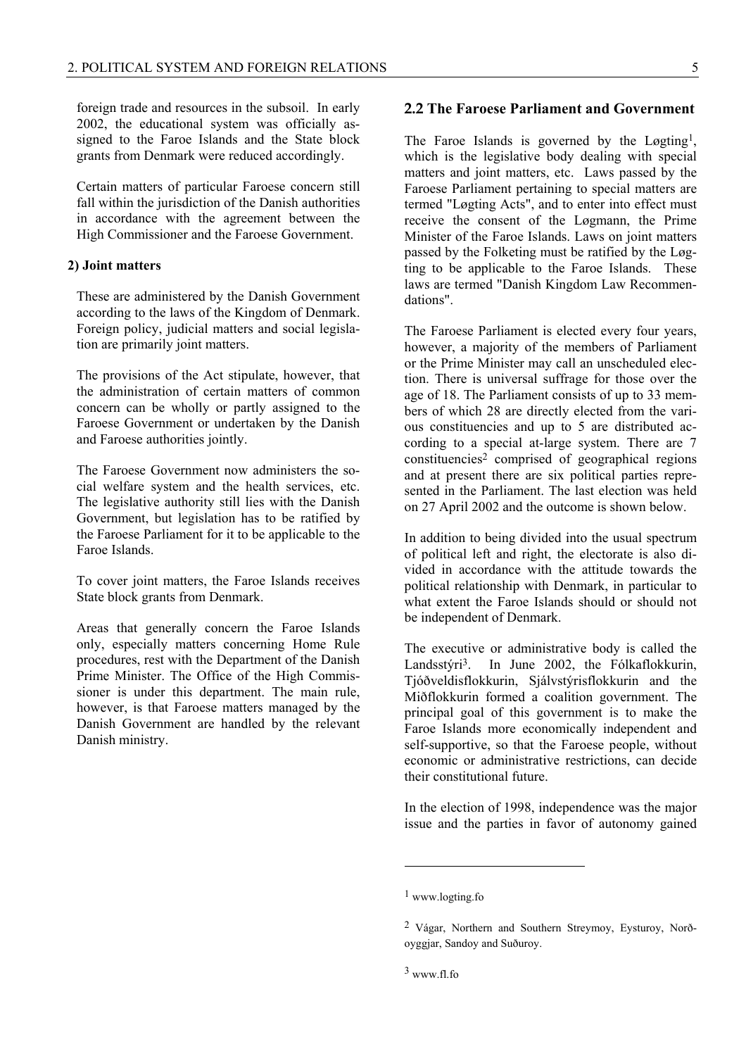foreign trade and resources in the subsoil. In early 2002, the educational system was officially assigned to the Faroe Islands and the State block grants from Denmark were reduced accordingly.

Certain matters of particular Faroese concern still fall within the jurisdiction of the Danish authorities in accordance with the agreement between the High Commissioner and the Faroese Government.

**2) Joint matters**

These are administered by the Danish Government according to the laws of the Kingdom of Denmark. Foreign policy, judicial matters and social legislation are primarily joint matters.

The provisions of the Act stipulate, however, that the administration of certain matters of common concern can be wholly or partly assigned to the Faroese Government or undertaken by the Danish and Faroese authorities jointly.

The Faroese Government now administers the social welfare system and the health services, etc. The legislative authority still lies with the Danish Government, but legislation has to be ratified by the Faroese Parliament for it to be applicable to the Faroe Islands.

To cover joint matters, the Faroe Islands receives State block grants from Denmark.

Areas that generally concern the Faroe Islands only, especially matters concerning Home Rule procedures, rest with the Department of the Danish Prime Minister. The Office of the High Commissioner is under this department. The main rule, however, is that Faroese matters managed by the Danish Government are handled by the relevant Danish ministry.

## 2.2 The Faroese Parliament and Government

The Faroe Islands is governed by the Løgting[1], which is the legislative body dealing with special matters and joint matters, etc. Laws passed by the Faroese Parliament pertaining to special matters are termed "Løgting Acts", and to enter into effect must receive the consent of the Løgmann, the Prime Minister of the Faroe Islands. Laws on joint matters passed by the Folketing must be ratified by the Løgting to be applicable to the Faroe Islands. These laws are termed "Danish Kingdom Law Recommendations".

The Faroese Parliament is elected every four years, however, a majority of the members of Parliament or the Prime Minister may call an unscheduled election. There is universal suffrage for those over the age of 18. The Parliament consists of up to 33 members of which 28 are directly elected from the various constituencies and up to 5 are distributed according to a special at-large system. There are 7 constituencies[2] comprised of geographical regions and at present there are six political parties represented in the Parliament. The last election was held on 27 April 2002 and the outcome is shown below.

In addition to being divided into the usual spectrum of political left and right, the electorate is also divided in accordance with the attitude towards the political relationship with Denmark, in particular to what extent the Faroe Islands should or should not be independent of Denmark.

The executive or administrative body is called the Landsstýri[3]. In June 2002, the Fólkaflokkurin, Tjóðveldisflokkurin, Sjálvstýrisflokkurin and the Miðflokkurin formed a coalition government. The principal goal of this government is to make the Faroe Islands more economically independent and self-supportive, so that the Faroese people, without economic or administrative restrictions, can decide their constitutional future.

In the election of 1998, independence was the major issue and the parties in favor of autonomy gained

---

[1] www.logting.fo

[2] Vágar, Northern and Southern Streymoy, Eysturoy, Norðoyggjar, Sandoy and Suðuroy.

[3] www.fl.fo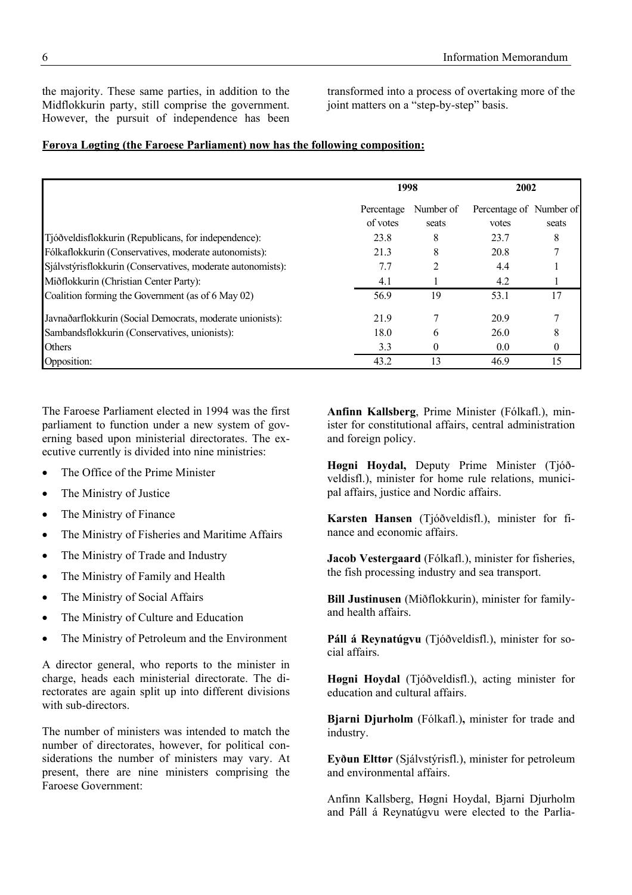the majority. These same parties, in addition to the Midflokkurin party, still comprise the government. However, the pursuit of independence has been transformed into a process of overtaking more of the joint matters on a "step-by-step" basis.

**Føroya Løgting (the Faroese Parliament) now has the following composition:**

| | 1998 | | 2002 | |
|---|---|---|---|---|
| | Percentage of votes | Number of seats | Percentage of votes | Number of seats |
| Tjóðveldisflokkurin (Republicans, for independence): | 23.8 | 8 | 23.7 | 8 |
| Fólkaflokkurin (Conservatives, moderate autonomists): | 21.3 | 8 | 20.8 | 7 |
| Sjálvstýrisflokkurin (Conservatives, moderate autonomists): | 7.7 | 2 | 4.4 | 1 |
| Miðflokkurin (Christian Center Party): | 4.1 | 1 | 4.2 | 1 |
| Coalition forming the Government (as of 6 May 02) | 56.9 | 19 | 53.1 | 17 |
| Javnaðarflokkurin (Social Democrats, moderate unionists): | 21.9 | 7 | 20.9 | 7 |
| Sambandsflokkurin (Conservatives, unionists): | 18.0 | 6 | 26.0 | 8 |
| Others | 3.3 | 0 | 0.0 | 0 |
| Opposition: | 43.2 | 13 | 46.9 | 15 |

The Faroese Parliament elected in 1994 was the first parliament to function under a new system of governing based upon ministerial directorates. The executive currently is divided into nine ministries:

- The Office of the Prime Minister
- The Ministry of Justice
- The Ministry of Finance
- The Ministry of Fisheries and Maritime Affairs
- The Ministry of Trade and Industry
- The Ministry of Family and Health
- The Ministry of Social Affairs
- The Ministry of Culture and Education
- The Ministry of Petroleum and the Environment

A director general, who reports to the minister in charge, heads each ministerial directorate. The directorates are again split up into different divisions with sub-directors.

The number of ministers was intended to match the number of directorates, however, for political considerations the number of ministers may vary. At present, there are nine ministers comprising the Faroese Government:

**Anfinn Kallsberg**, Prime Minister (Fólkafl.), minister for constitutional affairs, central administration and foreign policy.

**Høgni Hoydal,** Deputy Prime Minister (Tjóðveldisfl.), minister for home rule relations, municipal affairs, justice and Nordic affairs.

**Karsten Hansen** (Tjóðveldisfl.), minister for finance and economic affairs.

**Jacob Vestergaard** (Fólkafl.), minister for fisheries, the fish processing industry and sea transport.

**Bill Justinusen** (Miðflokkurin), minister for family- and health affairs.

**Páll á Reynatúgvu** (Tjóðveldisfl.), minister for social affairs.

**Høgni Hoydal** (Tjóðveldisfl.), acting minister for education and cultural affairs.

**Bjarni Djurholm** (Fólkafl.)**,** minister for trade and industry.

**Eyðun Elttør** (Sjálvstýrisfl.), minister for petroleum and environmental affairs.

Anfinn Kallsberg, Høgni Hoydal, Bjarni Djurholm and Páll á Reynatúgvu were elected to the Parlia-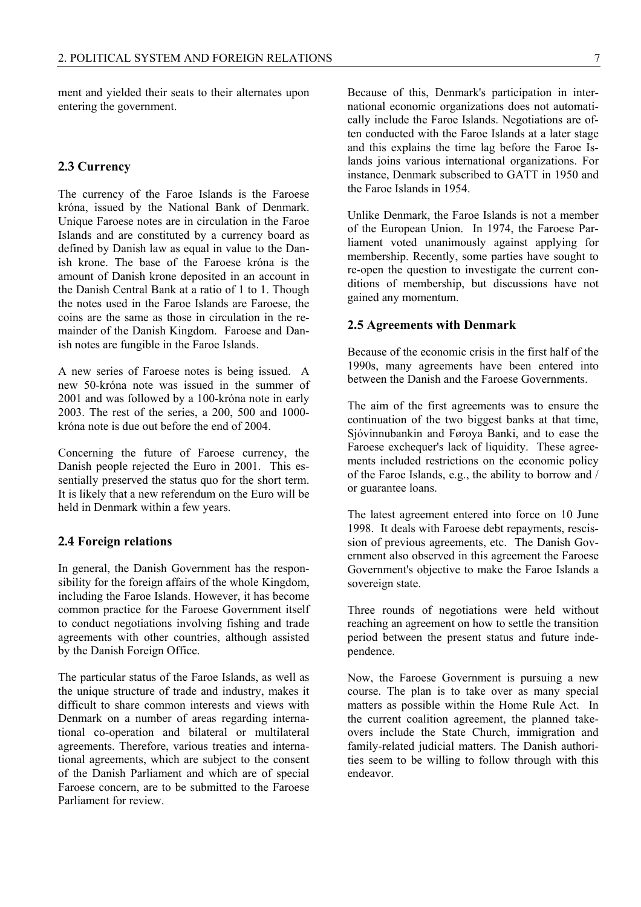ment and yielded their seats to their alternates upon entering the government.

## 2.3 Currency

The currency of the Faroe Islands is the Faroese króna, issued by the National Bank of Denmark. Unique Faroese notes are in circulation in the Faroe Islands and are constituted by a currency board as defined by Danish law as equal in value to the Danish krone. The base of the Faroese króna is the amount of Danish krone deposited in an account in the Danish Central Bank at a ratio of 1 to 1. Though the notes used in the Faroe Islands are Faroese, the coins are the same as those in circulation in the remainder of the Danish Kingdom. Faroese and Danish notes are fungible in the Faroe Islands.

A new series of Faroese notes is being issued. A new 50-króna note was issued in the summer of 2001 and was followed by a 100-króna note in early 2003. The rest of the series, a 200, 500 and 1000-króna note is due out before the end of 2004.

Concerning the future of Faroese currency, the Danish people rejected the Euro in 2001. This essentially preserved the status quo for the short term. It is likely that a new referendum on the Euro will be held in Denmark within a few years.

## 2.4 Foreign relations

In general, the Danish Government has the responsibility for the foreign affairs of the whole Kingdom, including the Faroe Islands. However, it has become common practice for the Faroese Government itself to conduct negotiations involving fishing and trade agreements with other countries, although assisted by the Danish Foreign Office.

The particular status of the Faroe Islands, as well as the unique structure of trade and industry, makes it difficult to share common interests and views with Denmark on a number of areas regarding international co-operation and bilateral or multilateral agreements. Therefore, various treaties and international agreements, which are subject to the consent of the Danish Parliament and which are of special Faroese concern, are to be submitted to the Faroese Parliament for review.

Because of this, Denmark's participation in international economic organizations does not automatically include the Faroe Islands. Negotiations are often conducted with the Faroe Islands at a later stage and this explains the time lag before the Faroe Islands joins various international organizations. For instance, Denmark subscribed to GATT in 1950 and the Faroe Islands in 1954.

Unlike Denmark, the Faroe Islands is not a member of the European Union. In 1974, the Faroese Parliament voted unanimously against applying for membership. Recently, some parties have sought to re-open the question to investigate the current conditions of membership, but discussions have not gained any momentum.

## 2.5 Agreements with Denmark

Because of the economic crisis in the first half of the 1990s, many agreements have been entered into between the Danish and the Faroese Governments.

The aim of the first agreements was to ensure the continuation of the two biggest banks at that time, Sjóvinnubankin and Føroya Banki, and to ease the Faroese exchequer's lack of liquidity. These agreements included restrictions on the economic policy of the Faroe Islands, e.g., the ability to borrow and / or guarantee loans.

The latest agreement entered into force on 10 June 1998. It deals with Faroese debt repayments, rescission of previous agreements, etc. The Danish Government also observed in this agreement the Faroese Government's objective to make the Faroe Islands a sovereign state.

Three rounds of negotiations were held without reaching an agreement on how to settle the transition period between the present status and future independence.

Now, the Faroese Government is pursuing a new course. The plan is to take over as many special matters as possible within the Home Rule Act. In the current coalition agreement, the planned takeovers include the State Church, immigration and family-related judicial matters. The Danish authorities seem to be willing to follow through with this endeavor.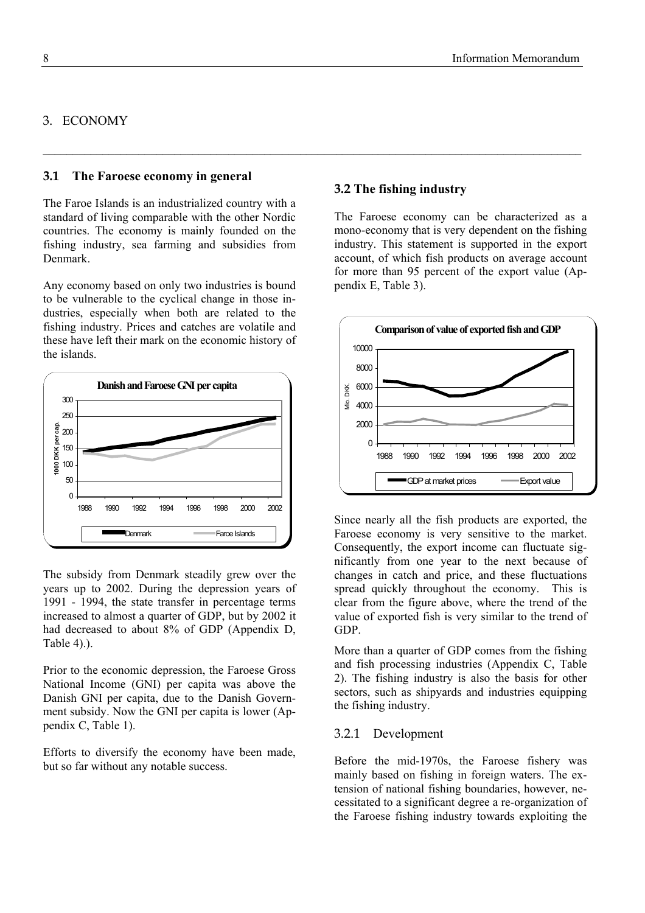# 3. ECONOMY

## 3.1 The Faroese economy in general

The Faroe Islands is an industrialized country with a standard of living comparable with the other Nordic countries. The economy is mainly founded on the fishing industry, sea farming and subsidies from Denmark.

Any economy based on only two industries is bound to be vulnerable to the cyclical change in those industries, especially when both are related to the fishing industry. Prices and catches are volatile and these have left their mark on the economic history of the islands.

The subsidy from Denmark steadily grew over the years up to 2002. During the depression years of 1991 - 1994, the state transfer in percentage terms increased to almost a quarter of GDP, but by 2002 it had decreased to about 8% of GDP (Appendix D, Table 4).).

Prior to the economic depression, the Faroese Gross National Income (GNI) per capita was above the Danish GNI per capita, due to the Danish Government subsidy. Now the GNI per capita is lower (Appendix C, Table 1).

Efforts to diversify the economy have been made, but so far without any notable success.

## 3.2 The fishing industry

The Faroese economy can be characterized as a mono-economy that is very dependent on the fishing industry. This statement is supported in the export account, of which fish products on average account for more than 95 percent of the export value (Appendix E, Table 3).

Since nearly all the fish products are exported, the Faroese economy is very sensitive to the market. Consequently, the export income can fluctuate significantly from one year to the next because of changes in catch and price, and these fluctuations spread quickly throughout the economy. This is clear from the figure above, where the trend of the value of exported fish is very similar to the trend of GDP.

More than a quarter of GDP comes from the fishing and fish processing industries (Appendix C, Table 2). The fishing industry is also the basis for other sectors, such as shipyards and industries equipping the fishing industry.

### 3.2.1 Development

Before the mid-1970s, the Faroese fishery was mainly based on fishing in foreign waters. The extension of national fishing boundaries, however, necessitated to a significant degree a re-organization of the Faroese fishing industry towards exploiting the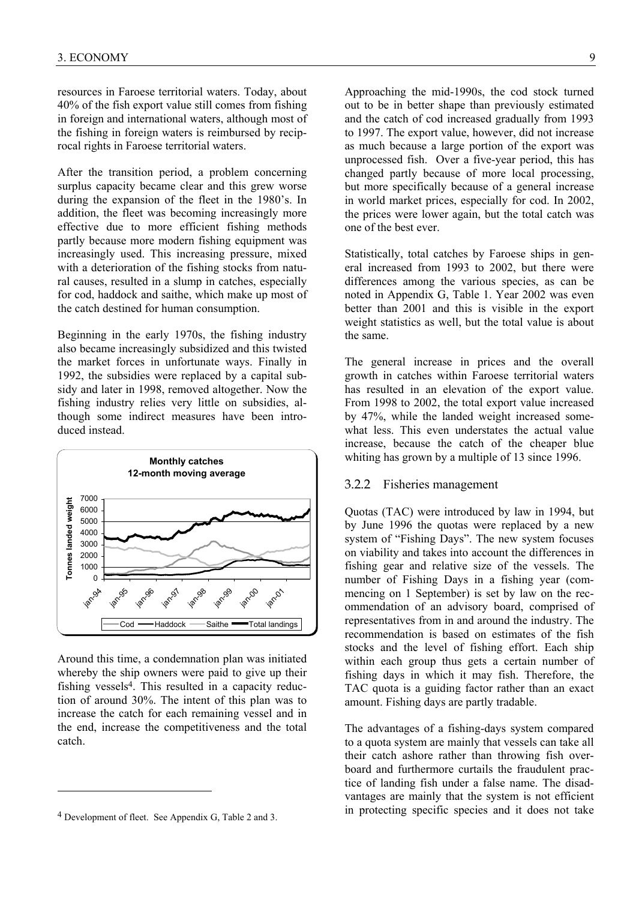resources in Faroese territorial waters. Today, about 40% of the fish export value still comes from fishing in foreign and international waters, although most of the fishing in foreign waters is reimbursed by reciprocal rights in Faroese territorial waters.

After the transition period, a problem concerning surplus capacity became clear and this grew worse during the expansion of the fleet in the 1980's. In addition, the fleet was becoming increasingly more effective due to more efficient fishing methods partly because more modern fishing equipment was increasingly used. This increasing pressure, mixed with a deterioration of the fishing stocks from natural causes, resulted in a slump in catches, especially for cod, haddock and saithe, which make up most of the catch destined for human consumption.

Beginning in the early 1970s, the fishing industry also became increasingly subsidized and this twisted the market forces in unfortunate ways. Finally in 1992, the subsidies were replaced by a capital subsidy and later in 1998, removed altogether. Now the fishing industry relies very little on subsidies, although some indirect measures have been introduced instead.

**Monthly catches**
**12-month moving average**

Around this time, a condemnation plan was initiated whereby the ship owners were paid to give up their fishing vessels[4]. This resulted in a capacity reduction of around 30%. The intent of this plan was to increase the catch for each remaining vessel and in the end, increase the competitiveness and the total catch.

Approaching the mid-1990s, the cod stock turned out to be in better shape than previously estimated and the catch of cod increased gradually from 1993 to 1997. The export value, however, did not increase as much because a large portion of the export was unprocessed fish. Over a five-year period, this has changed partly because of more local processing, but more specifically because of a general increase in world market prices, especially for cod. In 2002, the prices were lower again, but the total catch was one of the best ever.

Statistically, total catches by Faroese ships in general increased from 1993 to 2002, but there were differences among the various species, as can be noted in Appendix G, Table 1. Year 2002 was even better than 2001 and this is visible in the export weight statistics as well, but the total value is about the same.

The general increase in prices and the overall growth in catches within Faroese territorial waters has resulted in an elevation of the export value. From 1998 to 2002, the total export value increased by 47%, while the landed weight increased somewhat less. This even understates the actual value increase, because the catch of the cheaper blue whiting has grown by a multiple of 13 since 1996.

### 3.2.2 Fisheries management

Quotas (TAC) were introduced by law in 1994, but by June 1996 the quotas were replaced by a new system of "Fishing Days". The new system focuses on viability and takes into account the differences in fishing gear and relative size of the vessels. The number of Fishing Days in a fishing year (commencing on 1 September) is set by law on the recommendation of an advisory board, comprised of representatives from in and around the industry. The recommendation is based on estimates of the fish stocks and the level of fishing effort. Each ship within each group thus gets a certain number of fishing days in which it may fish. Therefore, the TAC quota is a guiding factor rather than an exact amount. Fishing days are partly tradable.

The advantages of a fishing-days system compared to a quota system are mainly that vessels can take all their catch ashore rather than throwing fish overboard and furthermore curtails the fraudulent practice of landing fish under a false name. The disadvantages are mainly that the system is not efficient in protecting specific species and it does not take

[4] Development of fleet. See Appendix G, Table 2 and 3.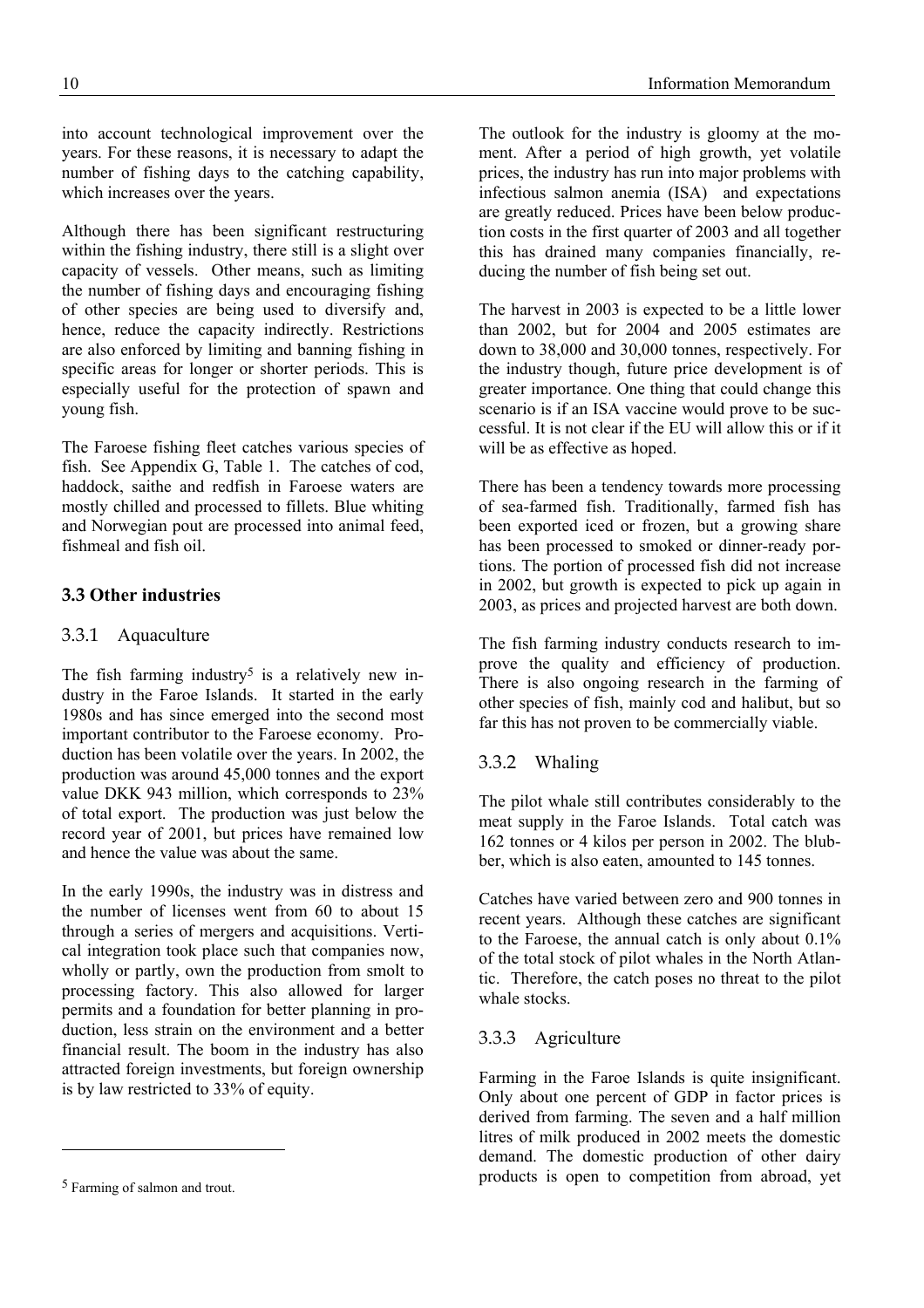into account technological improvement over the years. For these reasons, it is necessary to adapt the number of fishing days to the catching capability, which increases over the years.

Although there has been significant restructuring within the fishing industry, there still is a slight over capacity of vessels. Other means, such as limiting the number of fishing days and encouraging fishing of other species are being used to diversify and, hence, reduce the capacity indirectly. Restrictions are also enforced by limiting and banning fishing in specific areas for longer or shorter periods. This is especially useful for the protection of spawn and young fish.

The Faroese fishing fleet catches various species of fish. See Appendix G, Table 1. The catches of cod, haddock, saithe and redfish in Faroese waters are mostly chilled and processed to fillets. Blue whiting and Norwegian pout are processed into animal feed, fishmeal and fish oil.

## 3.3 Other industries

### 3.3.1 Aquaculture

The fish farming industry[5] is a relatively new industry in the Faroe Islands. It started in the early 1980s and has since emerged into the second most important contributor to the Faroese economy. Production has been volatile over the years. In 2002, the production was around 45,000 tonnes and the export value DKK 943 million, which corresponds to 23% of total export. The production was just below the record year of 2001, but prices have remained low and hence the value was about the same.

In the early 1990s, the industry was in distress and the number of licenses went from 60 to about 15 through a series of mergers and acquisitions. Vertical integration took place such that companies now, wholly or partly, own the production from smolt to processing factory. This also allowed for larger permits and a foundation for better planning in production, less strain on the environment and a better financial result. The boom in the industry has also attracted foreign investments, but foreign ownership is by law restricted to 33% of equity.

[5] Farming of salmon and trout.

The outlook for the industry is gloomy at the moment. After a period of high growth, yet volatile prices, the industry has run into major problems with infectious salmon anemia (ISA) and expectations are greatly reduced. Prices have been below production costs in the first quarter of 2003 and all together this has drained many companies financially, reducing the number of fish being set out.

The harvest in 2003 is expected to be a little lower than 2002, but for 2004 and 2005 estimates are down to 38,000 and 30,000 tonnes, respectively. For the industry though, future price development is of greater importance. One thing that could change this scenario is if an ISA vaccine would prove to be successful. It is not clear if the EU will allow this or if it will be as effective as hoped.

There has been a tendency towards more processing of sea-farmed fish. Traditionally, farmed fish has been exported iced or frozen, but a growing share has been processed to smoked or dinner-ready portions. The portion of processed fish did not increase in 2002, but growth is expected to pick up again in 2003, as prices and projected harvest are both down.

The fish farming industry conducts research to improve the quality and efficiency of production. There is also ongoing research in the farming of other species of fish, mainly cod and halibut, but so far this has not proven to be commercially viable.

### 3.3.2 Whaling

The pilot whale still contributes considerably to the meat supply in the Faroe Islands. Total catch was 162 tonnes or 4 kilos per person in 2002. The blubber, which is also eaten, amounted to 145 tonnes.

Catches have varied between zero and 900 tonnes in recent years. Although these catches are significant to the Faroese, the annual catch is only about 0.1% of the total stock of pilot whales in the North Atlantic. Therefore, the catch poses no threat to the pilot whale stocks.

### 3.3.3 Agriculture

Farming in the Faroe Islands is quite insignificant. Only about one percent of GDP in factor prices is derived from farming. The seven and a half million litres of milk produced in 2002 meets the domestic demand. The domestic production of other dairy products is open to competition from abroad, yet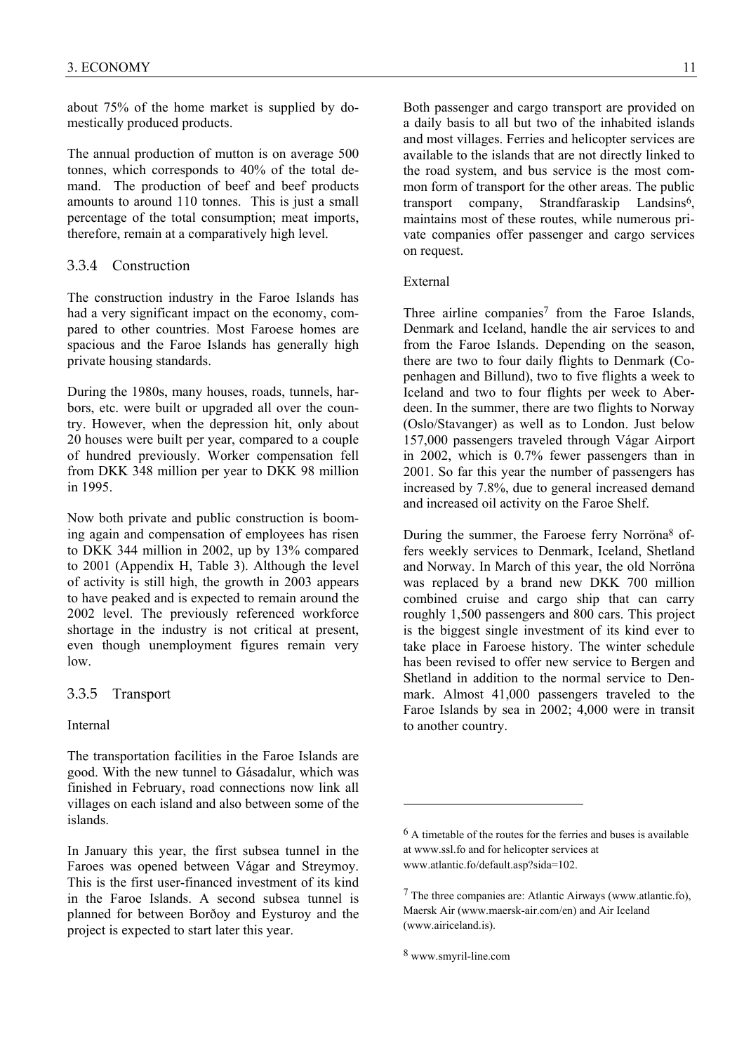about 75% of the home market is supplied by domestically produced products.

The annual production of mutton is on average 500 tonnes, which corresponds to 40% of the total demand. The production of beef and beef products amounts to around 110 tonnes. This is just a small percentage of the total consumption; meat imports, therefore, remain at a comparatively high level.

### 3.3.4 Construction

The construction industry in the Faroe Islands has had a very significant impact on the economy, compared to other countries. Most Faroese homes are spacious and the Faroe Islands has generally high private housing standards.

During the 1980s, many houses, roads, tunnels, harbors, etc. were built or upgraded all over the country. However, when the depression hit, only about 20 houses were built per year, compared to a couple of hundred previously. Worker compensation fell from DKK 348 million per year to DKK 98 million in 1995.

Now both private and public construction is booming again and compensation of employees has risen to DKK 344 million in 2002, up by 13% compared to 2001 (Appendix H, Table 3). Although the level of activity is still high, the growth in 2003 appears to have peaked and is expected to remain around the 2002 level. The previously referenced workforce shortage in the industry is not critical at present, even though unemployment figures remain very low.

### 3.3.5 Transport

Internal

The transportation facilities in the Faroe Islands are good. With the new tunnel to Gásadalur, which was finished in February, road connections now link all villages on each island and also between some of the islands.

In January this year, the first subsea tunnel in the Faroes was opened between Vágar and Streymoy. This is the first user-financed investment of its kind in the Faroe Islands. A second subsea tunnel is planned for between Borðoy and Eysturoy and the project is expected to start later this year.

Both passenger and cargo transport are provided on a daily basis to all but two of the inhabited islands and most villages. Ferries and helicopter services are available to the islands that are not directly linked to the road system, and bus service is the most common form of transport for the other areas. The public transport company, Strandfaraskip Landsins[6], maintains most of these routes, while numerous private companies offer passenger and cargo services on request.

External

Three airline companies[7] from the Faroe Islands, Denmark and Iceland, handle the air services to and from the Faroe Islands. Depending on the season, there are two to four daily flights to Denmark (Copenhagen and Billund), two to five flights a week to Iceland and two to four flights per week to Aberdeen. In the summer, there are two flights to Norway (Oslo/Stavanger) as well as to London. Just below 157,000 passengers traveled through Vágar Airport in 2002, which is 0.7% fewer passengers than in 2001. So far this year the number of passengers has increased by 7.8%, due to general increased demand and increased oil activity on the Faroe Shelf.

During the summer, the Faroese ferry Norröna[8] offers weekly services to Denmark, Iceland, Shetland and Norway. In March of this year, the old Norröna was replaced by a brand new DKK 700 million combined cruise and cargo ship that can carry roughly 1,500 passengers and 800 cars. This project is the biggest single investment of its kind ever to take place in Faroese history. The winter schedule has been revised to offer new service to Bergen and Shetland in addition to the normal service to Denmark. Almost 41,000 passengers traveled to the Faroe Islands by sea in 2002; 4,000 were in transit to another country.

---

[6] A timetable of the routes for the ferries and buses is available at www.ssl.fo and for helicopter services at www.atlantic.fo/default.asp?sida=102.

[7] The three companies are: Atlantic Airways (www.atlantic.fo), Maersk Air (www.maersk-air.com/en) and Air Iceland (www.airiceland.is).

[8] www.smyril-line.com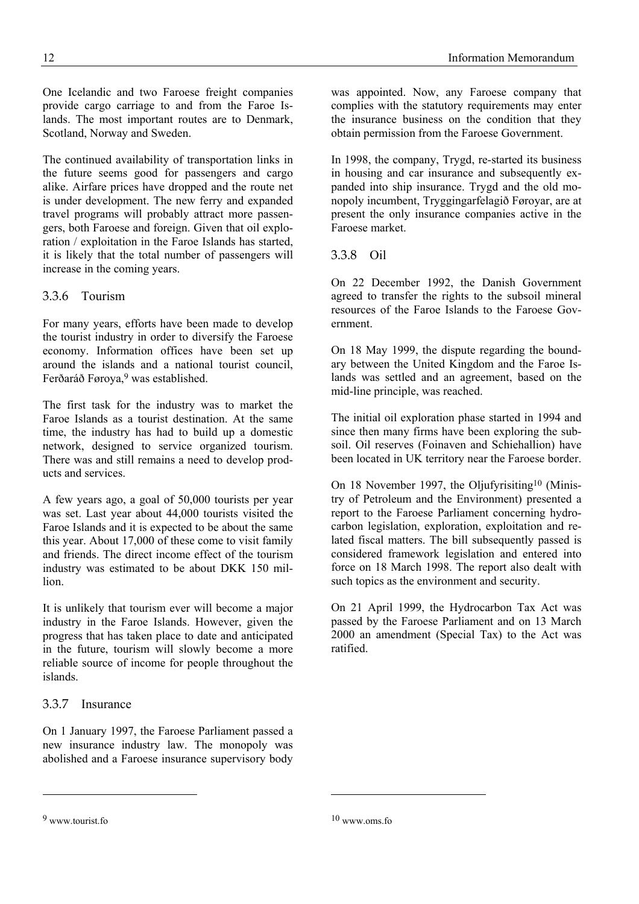One Icelandic and two Faroese freight companies provide cargo carriage to and from the Faroe Islands. The most important routes are to Denmark, Scotland, Norway and Sweden.

The continued availability of transportation links in the future seems good for passengers and cargo alike. Airfare prices have dropped and the route net is under development. The new ferry and expanded travel programs will probably attract more passengers, both Faroese and foreign. Given that oil exploration / exploitation in the Faroe Islands has started, it is likely that the total number of passengers will increase in the coming years.

### 3.3.6 Tourism

For many years, efforts have been made to develop the tourist industry in order to diversify the Faroese economy. Information offices have been set up around the islands and a national tourist council, Ferðaráð Føroya,[9] was established.

The first task for the industry was to market the Faroe Islands as a tourist destination. At the same time, the industry has had to build up a domestic network, designed to service organized tourism. There was and still remains a need to develop products and services.

A few years ago, a goal of 50,000 tourists per year was set. Last year about 44,000 tourists visited the Faroe Islands and it is expected to be about the same this year. About 17,000 of these come to visit family and friends. The direct income effect of the tourism industry was estimated to be about DKK 150 million.

It is unlikely that tourism ever will become a major industry in the Faroe Islands. However, given the progress that has taken place to date and anticipated in the future, tourism will slowly become a more reliable source of income for people throughout the islands.

### 3.3.7 Insurance

On 1 January 1997, the Faroese Parliament passed a new insurance industry law. The monopoly was abolished and a Faroese insurance supervisory body was appointed. Now, any Faroese company that complies with the statutory requirements may enter the insurance business on the condition that they obtain permission from the Faroese Government.

In 1998, the company, Trygd, re-started its business in housing and car insurance and subsequently expanded into ship insurance. Trygd and the old monopoly incumbent, Tryggingarfelagið Føroyar, are at present the only insurance companies active in the Faroese market.

### 3.3.8 Oil

On 22 December 1992, the Danish Government agreed to transfer the rights to the subsoil mineral resources of the Faroe Islands to the Faroese Government.

On 18 May 1999, the dispute regarding the boundary between the United Kingdom and the Faroe Islands was settled and an agreement, based on the mid-line principle, was reached.

The initial oil exploration phase started in 1994 and since then many firms have been exploring the subsoil. Oil reserves (Foinaven and Schiehallion) have been located in UK territory near the Faroese border.

On 18 November 1997, the Oljufyrisiting[10] (Ministry of Petroleum and the Environment) presented a report to the Faroese Parliament concerning hydrocarbon legislation, exploration, exploitation and related fiscal matters. The bill subsequently passed is considered framework legislation and entered into force on 18 March 1998. The report also dealt with such topics as the environment and security.

On 21 April 1999, the Hydrocarbon Tax Act was passed by the Faroese Parliament and on 13 March 2000 an amendment (Special Tax) to the Act was ratified.

---

[9] www.tourist.fo

[10] www.oms.fo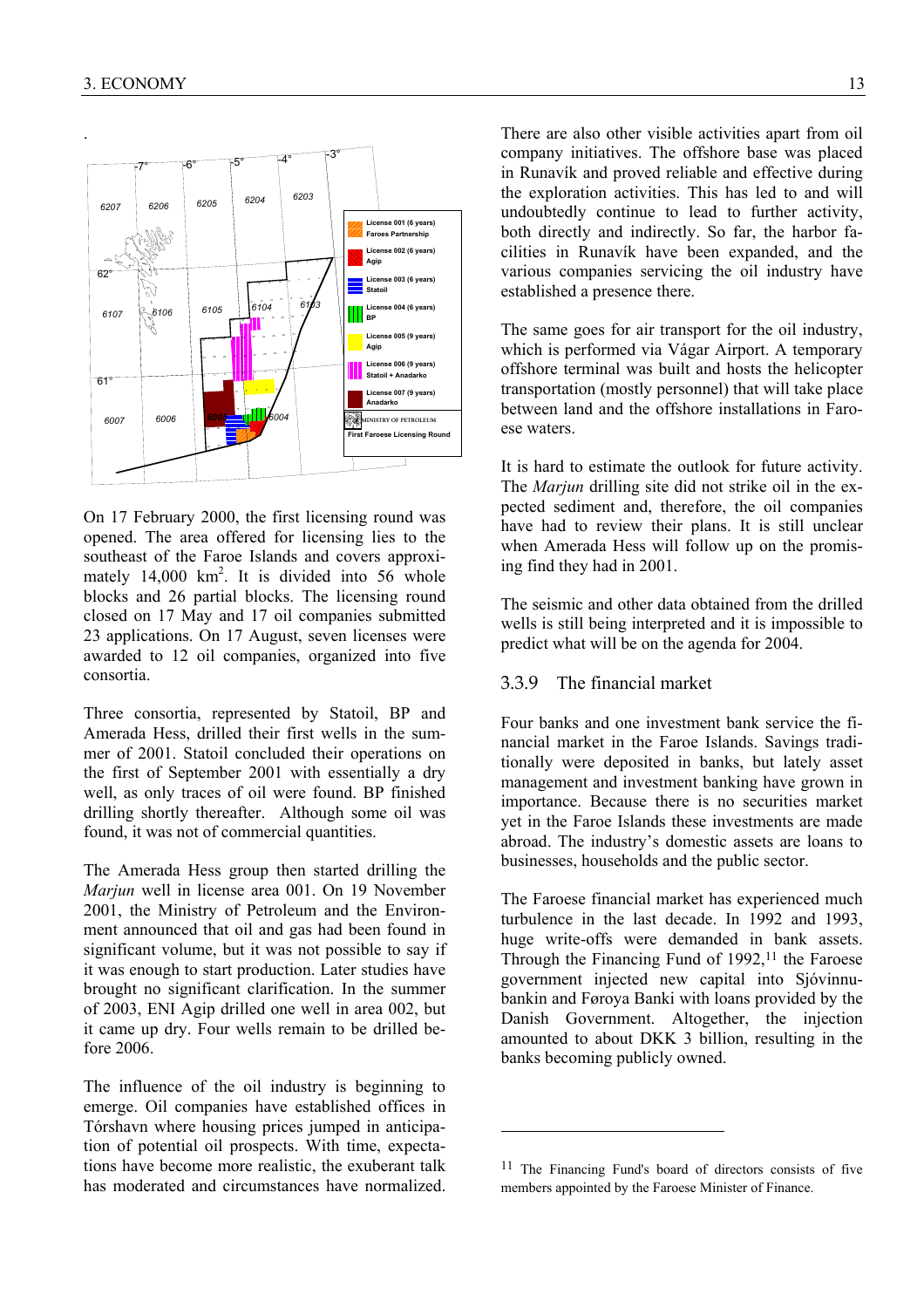On 17 February 2000, the first licensing round was opened. The area offered for licensing lies to the southeast of the Faroe Islands and covers approximately 14,000 km$^2$. It is divided into 56 whole blocks and 26 partial blocks. The licensing round closed on 17 May and 17 oil companies submitted 23 applications. On 17 August, seven licenses were awarded to 12 oil companies, organized into five consortia.

Three consortia, represented by Statoil, BP and Amerada Hess, drilled their first wells in the summer of 2001. Statoil concluded their operations on the first of September 2001 with essentially a dry well, as only traces of oil were found. BP finished drilling shortly thereafter. Although some oil was found, it was not of commercial quantities.

The Amerada Hess group then started drilling the *Marjun* well in license area 001. On 19 November 2001, the Ministry of Petroleum and the Environment announced that oil and gas had been found in significant volume, but it was not possible to say if it was enough to start production. Later studies have brought no significant clarification. In the summer of 2003, ENI Agip drilled one well in area 002, but it came up dry. Four wells remain to be drilled before 2006.

The influence of the oil industry is beginning to emerge. Oil companies have established offices in Tórshavn where housing prices jumped in anticipation of potential oil prospects. With time, expectations have become more realistic, the exuberant talk has moderated and circumstances have normalized.

There are also other visible activities apart from oil company initiatives. The offshore base was placed in Runavík and proved reliable and effective during the exploration activities. This has led to and will undoubtedly continue to lead to further activity, both directly and indirectly. So far, the harbor facilities in Runavík have been expanded, and the various companies servicing the oil industry have established a presence there.

The same goes for air transport for the oil industry, which is performed via Vágar Airport. A temporary offshore terminal was built and hosts the helicopter transportation (mostly personnel) that will take place between land and the offshore installations in Faroese waters.

It is hard to estimate the outlook for future activity. The *Marjun* drilling site did not strike oil in the expected sediment and, therefore, the oil companies have had to review their plans. It is still unclear when Amerada Hess will follow up on the promising find they had in 2001.

The seismic and other data obtained from the drilled wells is still being interpreted and it is impossible to predict what will be on the agenda for 2004.

### 3.3.9 The financial market

Four banks and one investment bank service the financial market in the Faroe Islands. Savings traditionally were deposited in banks, but lately asset management and investment banking have grown in importance. Because there is no securities market yet in the Faroe Islands these investments are made abroad. The industry's domestic assets are loans to businesses, households and the public sector.

The Faroese financial market has experienced much turbulence in the last decade. In 1992 and 1993, huge write-offs were demanded in bank assets. Through the Financing Fund of 1992,[11] the Faroese government injected new capital into Sjóvinnubankin and Føroya Banki with loans provided by the Danish Government. Altogether, the injection amounted to about DKK 3 billion, resulting in the banks becoming publicly owned.

[11] The Financing Fund's board of directors consists of five members appointed by the Faroese Minister of Finance.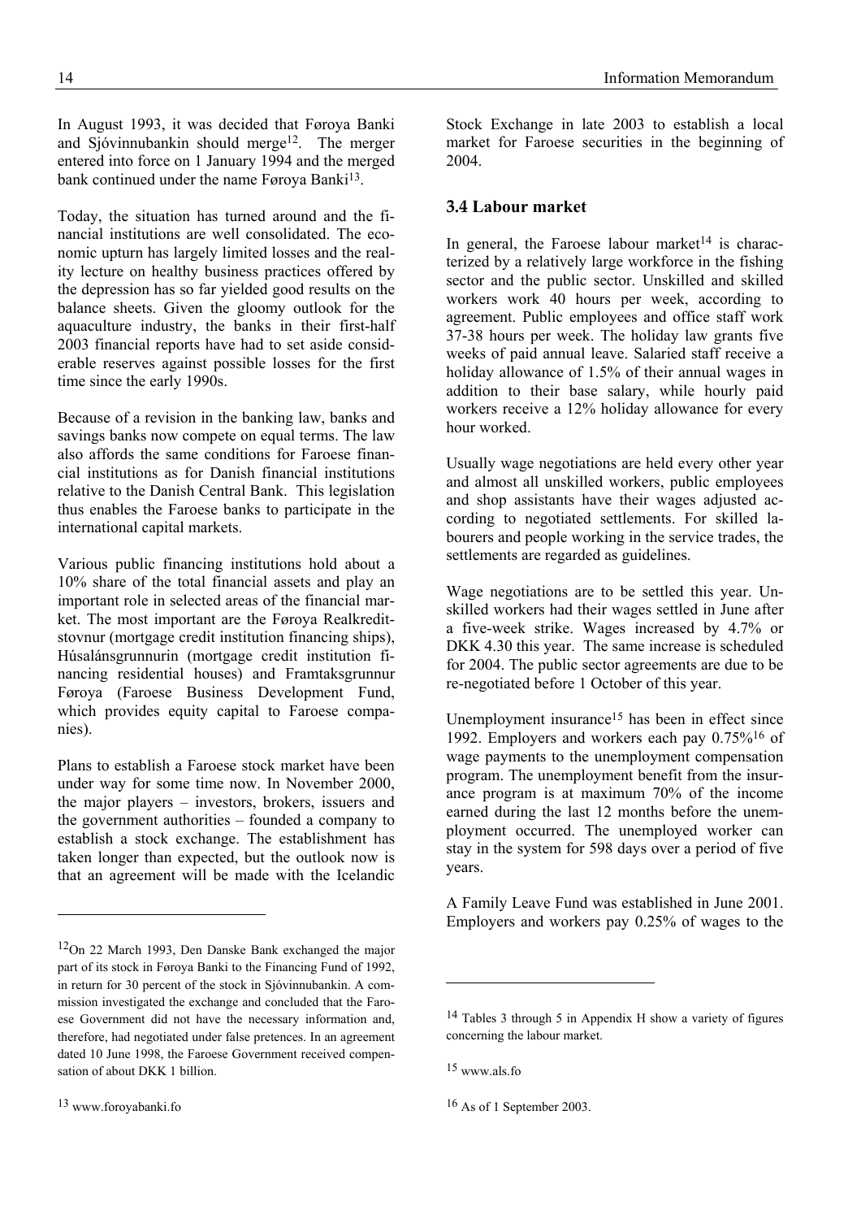In August 1993, it was decided that Føroya Banki and Sjóvinnubankin should merge[12]. The merger entered into force on 1 January 1994 and the merged bank continued under the name Føroya Banki[13].

Today, the situation has turned around and the financial institutions are well consolidated. The economic upturn has largely limited losses and the reality lecture on healthy business practices offered by the depression has so far yielded good results on the balance sheets. Given the gloomy outlook for the aquaculture industry, the banks in their first-half 2003 financial reports have had to set aside considerable reserves against possible losses for the first time since the early 1990s.

Because of a revision in the banking law, banks and savings banks now compete on equal terms. The law also affords the same conditions for Faroese financial institutions as for Danish financial institutions relative to the Danish Central Bank. This legislation thus enables the Faroese banks to participate in the international capital markets.

Various public financing institutions hold about a 10% share of the total financial assets and play an important role in selected areas of the financial market. The most important are the Føroya Realkreditstovnur (mortgage credit institution financing ships), Húsalánsgrunnurin (mortgage credit institution financing residential houses) and Framtaksgrunnur Føroya (Faroese Business Development Fund, which provides equity capital to Faroese companies).

Plans to establish a Faroese stock market have been under way for some time now. In November 2000, the major players – investors, brokers, issuers and the government authorities – founded a company to establish a stock exchange. The establishment has taken longer than expected, but the outlook now is that an agreement will be made with the Icelandic Stock Exchange in late 2003 to establish a local market for Faroese securities in the beginning of 2004.

### 3.4 Labour market

In general, the Faroese labour market[14] is characterized by a relatively large workforce in the fishing sector and the public sector. Unskilled and skilled workers work 40 hours per week, according to agreement. Public employees and office staff work 37-38 hours per week. The holiday law grants five weeks of paid annual leave. Salaried staff receive a holiday allowance of 1.5% of their annual wages in addition to their base salary, while hourly paid workers receive a 12% holiday allowance for every hour worked.

Usually wage negotiations are held every other year and almost all unskilled workers, public employees and shop assistants have their wages adjusted according to negotiated settlements. For skilled labourers and people working in the service trades, the settlements are regarded as guidelines.

Wage negotiations are to be settled this year. Unskilled workers had their wages settled in June after a five-week strike. Wages increased by 4.7% or DKK 4.30 this year. The same increase is scheduled for 2004. The public sector agreements are due to be re-negotiated before 1 October of this year.

Unemployment insurance[15] has been in effect since 1992. Employers and workers each pay 0.75%[16] of wage payments to the unemployment compensation program. The unemployment benefit from the insurance program is at maximum 70% of the income earned during the last 12 months before the unemployment occurred. The unemployed worker can stay in the system for 598 days over a period of five years.

A Family Leave Fund was established in June 2001. Employers and workers pay 0.25% of wages to the

---

[12] On 22 March 1993, Den Danske Bank exchanged the major part of its stock in Føroya Banki to the Financing Fund of 1992, in return for 30 percent of the stock in Sjóvinnubankin. A commission investigated the exchange and concluded that the Faroese Government did not have the necessary information and, therefore, had negotiated under false pretences. In an agreement dated 10 June 1998, the Faroese Government received compensation of about DKK 1 billion.

[13] www.foroyabanki.fo

[14] Tables 3 through 5 in Appendix H show a variety of figures concerning the labour market.

[15] www.als.fo

[16] As of 1 September 2003.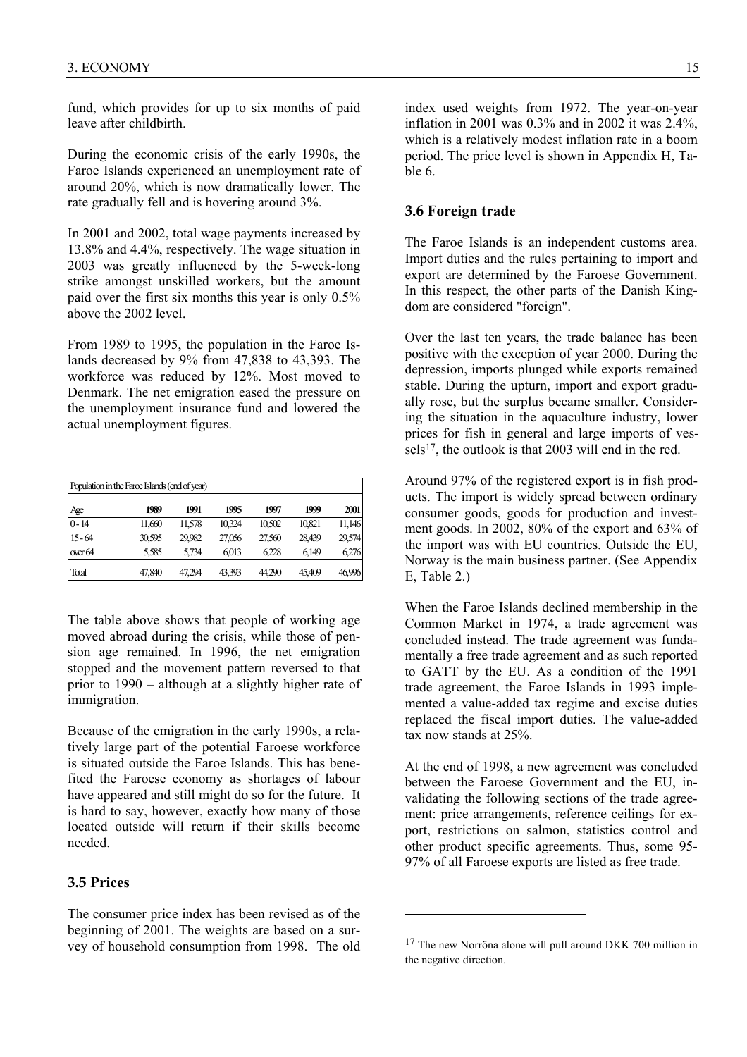fund, which provides for up to six months of paid leave after childbirth.

During the economic crisis of the early 1990s, the Faroe Islands experienced an unemployment rate of around 20%, which is now dramatically lower. The rate gradually fell and is hovering around 3%.

In 2001 and 2002, total wage payments increased by 13.8% and 4.4%, respectively. The wage situation in 2003 was greatly influenced by the 5-week-long strike amongst unskilled workers, but the amount paid over the first six months this year is only 0.5% above the 2002 level.

From 1989 to 1995, the population in the Faroe Islands decreased by 9% from 47,838 to 43,393. The workforce was reduced by 12%. Most moved to Denmark. The net emigration eased the pressure on the unemployment insurance fund and lowered the actual unemployment figures.

| Population in the Faroe Islands (end of year) | | | | | | |
|---|---|---|---|---|---|---|
| Age | 1989 | 1991 | 1995 | 1997 | 1999 | 2001 |
| 0 - 14 | 11,660 | 11,578 | 10,324 | 10,502 | 10,821 | 11,146 |
| 15 - 64 | 30,595 | 29,982 | 27,056 | 27,560 | 28,439 | 29,574 |
| over 64 | 5,585 | 5,734 | 6,013 | 6,228 | 6,149 | 6,276 |
| Total | 47,840 | 47,294 | 43,393 | 44,290 | 45,409 | 46,996 |

The table above shows that people of working age moved abroad during the crisis, while those of pension age remained. In 1996, the net emigration stopped and the movement pattern reversed to that prior to 1990 – although at a slightly higher rate of immigration.

Because of the emigration in the early 1990s, a relatively large part of the potential Faroese workforce is situated outside the Faroe Islands. This has benefited the Faroese economy as shortages of labour have appeared and still might do so for the future. It is hard to say, however, exactly how many of those located outside will return if their skills become needed.

### 3.5 Prices

The consumer price index has been revised as of the beginning of 2001. The weights are based on a survey of household consumption from 1998. The old index used weights from 1972. The year-on-year inflation in 2001 was 0.3% and in 2002 it was 2.4%, which is a relatively modest inflation rate in a boom period. The price level is shown in Appendix H, Table 6.

### 3.6 Foreign trade

The Faroe Islands is an independent customs area. Import duties and the rules pertaining to import and export are determined by the Faroese Government. In this respect, the other parts of the Danish Kingdom are considered "foreign".

Over the last ten years, the trade balance has been positive with the exception of year 2000. During the depression, imports plunged while exports remained stable. During the upturn, import and export gradually rose, but the surplus became smaller. Considering the situation in the aquaculture industry, lower prices for fish in general and large imports of vessels[17], the outlook is that 2003 will end in the red.

Around 97% of the registered export is in fish products. The import is widely spread between ordinary consumer goods, goods for production and investment goods. In 2002, 80% of the export and 63% of the import was with EU countries. Outside the EU, Norway is the main business partner. (See Appendix E, Table 2.)

When the Faroe Islands declined membership in the Common Market in 1974, a trade agreement was concluded instead. The trade agreement was fundamentally a free trade agreement and as such reported to GATT by the EU. As a condition of the 1991 trade agreement, the Faroe Islands in 1993 implemented a value-added tax regime and excise duties replaced the fiscal import duties. The value-added tax now stands at 25%.

At the end of 1998, a new agreement was concluded between the Faroese Government and the EU, invalidating the following sections of the trade agreement: price arrangements, reference ceilings for export, restrictions on salmon, statistics control and other product specific agreements. Thus, some 95-97% of all Faroese exports are listed as free trade.

---

[17] The new Norröna alone will pull around DKK 700 million in the negative direction.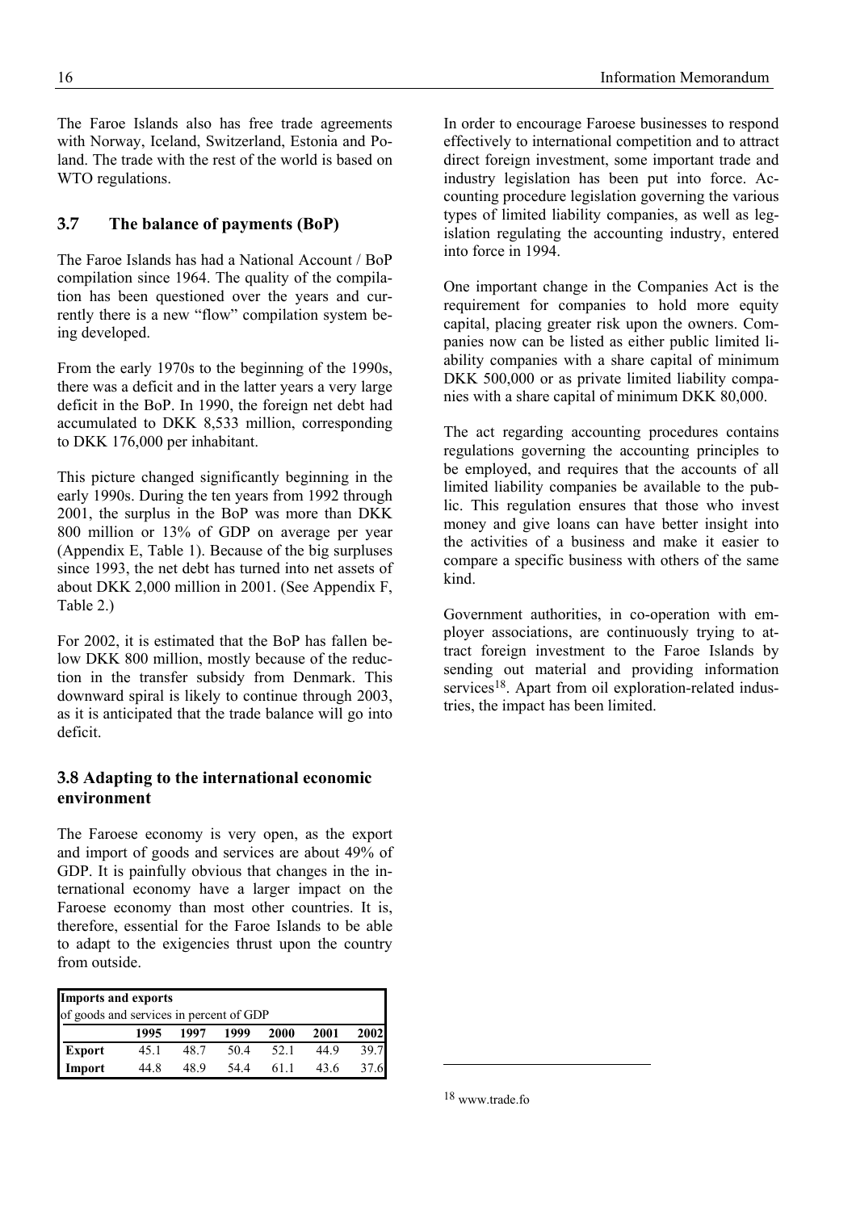The Faroe Islands also has free trade agreements with Norway, Iceland, Switzerland, Estonia and Poland. The trade with the rest of the world is based on WTO regulations.

### 3.7 The balance of payments (BoP)

The Faroe Islands has had a National Account / BoP compilation since 1964. The quality of the compilation has been questioned over the years and currently there is a new "flow" compilation system being developed.

From the early 1970s to the beginning of the 1990s, there was a deficit and in the latter years a very large deficit in the BoP. In 1990, the foreign net debt had accumulated to DKK 8,533 million, corresponding to DKK 176,000 per inhabitant.

This picture changed significantly beginning in the early 1990s. During the ten years from 1992 through 2001, the surplus in the BoP was more than DKK 800 million or 13% of GDP on average per year (Appendix E, Table 1). Because of the big surpluses since 1993, the net debt has turned into net assets of about DKK 2,000 million in 2001. (See Appendix F, Table 2.)

For 2002, it is estimated that the BoP has fallen below DKK 800 million, mostly because of the reduction in the transfer subsidy from Denmark. This downward spiral is likely to continue through 2003, as it is anticipated that the trade balance will go into deficit.

### 3.8 Adapting to the international economic environment

The Faroese economy is very open, as the export and import of goods and services are about 49% of GDP. It is painfully obvious that changes in the international economy have a larger impact on the Faroese economy than most other countries. It is, therefore, essential for the Faroe Islands to be able to adapt to the exigencies thrust upon the country from outside.

**Imports and exports**
of goods and services in percent of GDP

| | 1995 | 1997 | 1999 | 2000 | 2001 | 2002 |
|---|---|---|---|---|---|---|
| **Export** | 45.1 | 48.7 | 50.4 | 52.1 | 44.9 | 39.7 |
| **Import** | 44.8 | 48.9 | 54.4 | 61.1 | 43.6 | 37.6 |

In order to encourage Faroese businesses to respond effectively to international competition and to attract direct foreign investment, some important trade and industry legislation has been put into force. Accounting procedure legislation governing the various types of limited liability companies, as well as legislation regulating the accounting industry, entered into force in 1994.

One important change in the Companies Act is the requirement for companies to hold more equity capital, placing greater risk upon the owners. Companies now can be listed as either public limited liability companies with a share capital of minimum DKK 500,000 or as private limited liability companies with a share capital of minimum DKK 80,000.

The act regarding accounting procedures contains regulations governing the accounting principles to be employed, and requires that the accounts of all limited liability companies be available to the public. This regulation ensures that those who invest money and give loans can have better insight into the activities of a business and make it easier to compare a specific business with others of the same kind.

Government authorities, in co-operation with employer associations, are continuously trying to attract foreign investment to the Faroe Islands by sending out material and providing information services[18]. Apart from oil exploration-related industries, the impact has been limited.

[18] www.trade.fo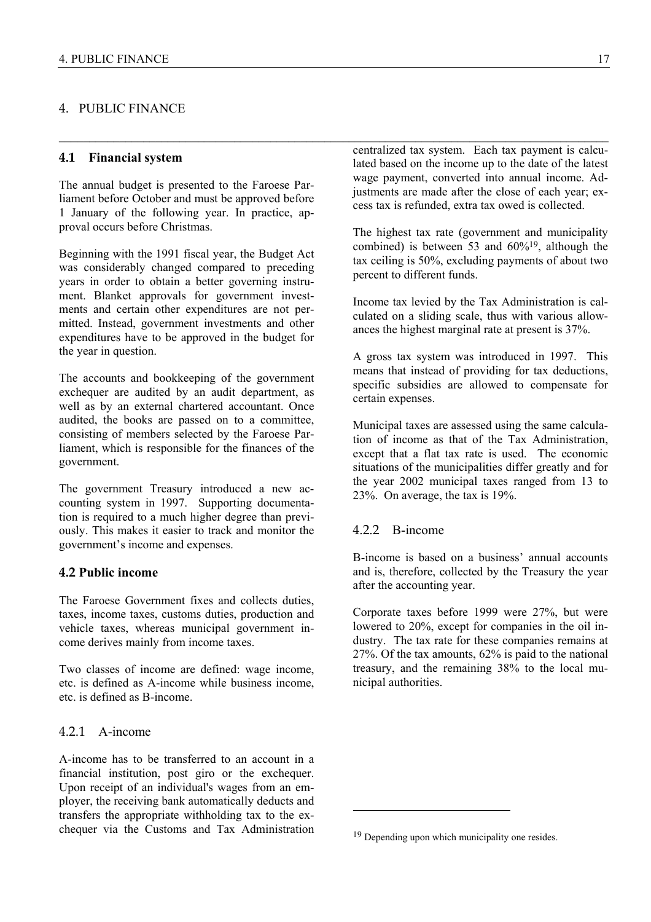# 4. PUBLIC FINANCE

## 4.1 Financial system

The annual budget is presented to the Faroese Parliament before October and must be approved before 1 January of the following year. In practice, approval occurs before Christmas.

Beginning with the 1991 fiscal year, the Budget Act was considerably changed compared to preceding years in order to obtain a better governing instrument. Blanket approvals for government investments and certain other expenditures are not permitted. Instead, government investments and other expenditures have to be approved in the budget for the year in question.

The accounts and bookkeeping of the government exchequer are audited by an audit department, as well as by an external chartered accountant. Once audited, the books are passed on to a committee, consisting of members selected by the Faroese Parliament, which is responsible for the finances of the government.

The government Treasury introduced a new accounting system in 1997. Supporting documentation is required to a much higher degree than previously. This makes it easier to track and monitor the government's income and expenses.

## 4.2 Public income

The Faroese Government fixes and collects duties, taxes, income taxes, customs duties, production and vehicle taxes, whereas municipal government income derives mainly from income taxes.

Two classes of income are defined: wage income, etc. is defined as A-income while business income, etc. is defined as B-income.

### 4.2.1 A-income

A-income has to be transferred to an account in a financial institution, post giro or the exchequer. Upon receipt of an individual's wages from an employer, the receiving bank automatically deducts and transfers the appropriate withholding tax to the exchequer via the Customs and Tax Administration centralized tax system. Each tax payment is calculated based on the income up to the date of the latest wage payment, converted into annual income. Adjustments are made after the close of each year; excess tax is refunded, extra tax owed is collected.

The highest tax rate (government and municipality combined) is between 53 and 60%[19], although the tax ceiling is 50%, excluding payments of about two percent to different funds.

Income tax levied by the Tax Administration is calculated on a sliding scale, thus with various allowances the highest marginal rate at present is 37%.

A gross tax system was introduced in 1997. This means that instead of providing for tax deductions, specific subsidies are allowed to compensate for certain expenses.

Municipal taxes are assessed using the same calculation of income as that of the Tax Administration, except that a flat tax rate is used. The economic situations of the municipalities differ greatly and for the year 2002 municipal taxes ranged from 13 to 23%. On average, the tax is 19%.

### 4.2.2 B-income

B-income is based on a business' annual accounts and is, therefore, collected by the Treasury the year after the accounting year.

Corporate taxes before 1999 were 27%, but were lowered to 20%, except for companies in the oil industry. The tax rate for these companies remains at 27%. Of the tax amounts, 62% is paid to the national treasury, and the remaining 38% to the local municipal authorities.

[19] Depending upon which municipality one resides.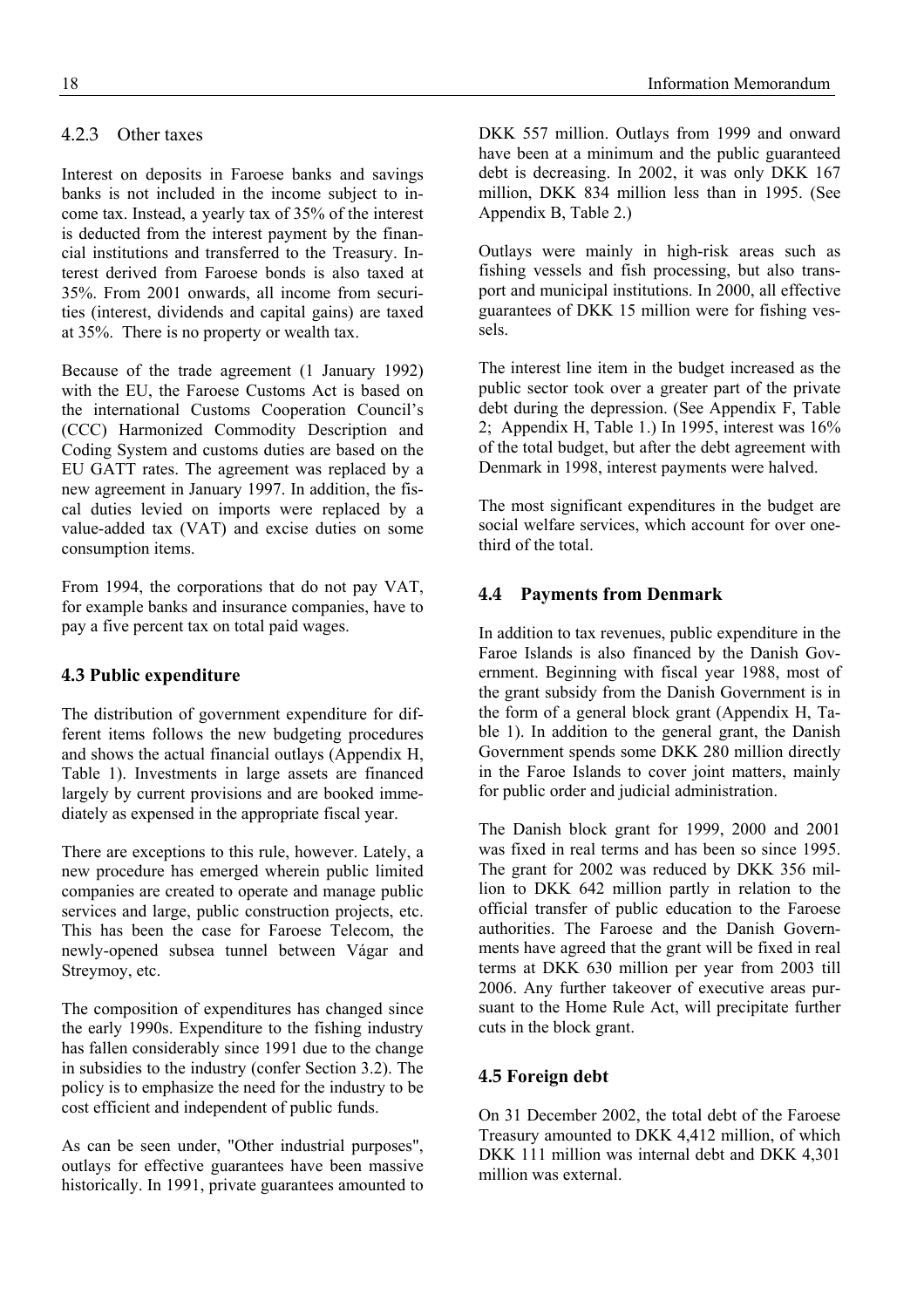### 4.2.3 Other taxes

Interest on deposits in Faroese banks and savings banks is not included in the income subject to income tax. Instead, a yearly tax of 35% of the interest is deducted from the interest payment by the financial institutions and transferred to the Treasury. Interest derived from Faroese bonds is also taxed at 35%. From 2001 onwards, all income from securities (interest, dividends and capital gains) are taxed at 35%. There is no property or wealth tax.

Because of the trade agreement (1 January 1992) with the EU, the Faroese Customs Act is based on the international Customs Cooperation Council's (CCC) Harmonized Commodity Description and Coding System and customs duties are based on the EU GATT rates. The agreement was replaced by a new agreement in January 1997. In addition, the fiscal duties levied on imports were replaced by a value-added tax (VAT) and excise duties on some consumption items.

From 1994, the corporations that do not pay VAT, for example banks and insurance companies, have to pay a five percent tax on total paid wages.

## 4.3 Public expenditure

The distribution of government expenditure for different items follows the new budgeting procedures and shows the actual financial outlays (Appendix H, Table 1). Investments in large assets are financed largely by current provisions and are booked immediately as expensed in the appropriate fiscal year.

There are exceptions to this rule, however. Lately, a new procedure has emerged wherein public limited companies are created to operate and manage public services and large, public construction projects, etc. This has been the case for Faroese Telecom, the newly-opened subsea tunnel between Vágar and Streymoy, etc.

The composition of expenditures has changed since the early 1990s. Expenditure to the fishing industry has fallen considerably since 1991 due to the change in subsidies to the industry (confer Section 3.2). The policy is to emphasize the need for the industry to be cost efficient and independent of public funds.

As can be seen under, "Other industrial purposes", outlays for effective guarantees have been massive historically. In 1991, private guarantees amounted to DKK 557 million. Outlays from 1999 and onward have been at a minimum and the public guaranteed debt is decreasing. In 2002, it was only DKK 167 million, DKK 834 million less than in 1995. (See Appendix B, Table 2.)

Outlays were mainly in high-risk areas such as fishing vessels and fish processing, but also transport and municipal institutions. In 2000, all effective guarantees of DKK 15 million were for fishing vessels.

The interest line item in the budget increased as the public sector took over a greater part of the private debt during the depression. (See Appendix F, Table 2; Appendix H, Table 1.) In 1995, interest was 16% of the total budget, but after the debt agreement with Denmark in 1998, interest payments were halved.

The most significant expenditures in the budget are social welfare services, which account for over one-third of the total.

## 4.4 Payments from Denmark

In addition to tax revenues, public expenditure in the Faroe Islands is also financed by the Danish Government. Beginning with fiscal year 1988, most of the grant subsidy from the Danish Government is in the form of a general block grant (Appendix H, Table 1). In addition to the general grant, the Danish Government spends some DKK 280 million directly in the Faroe Islands to cover joint matters, mainly for public order and judicial administration.

The Danish block grant for 1999, 2000 and 2001 was fixed in real terms and has been so since 1995. The grant for 2002 was reduced by DKK 356 million to DKK 642 million partly in relation to the official transfer of public education to the Faroese authorities. The Faroese and the Danish Governments have agreed that the grant will be fixed in real terms at DKK 630 million per year from 2003 till 2006. Any further takeover of executive areas pursuant to the Home Rule Act, will precipitate further cuts in the block grant.

## 4.5 Foreign debt

On 31 December 2002, the total debt of the Faroese Treasury amounted to DKK 4,412 million, of which DKK 111 million was internal debt and DKK 4,301 million was external.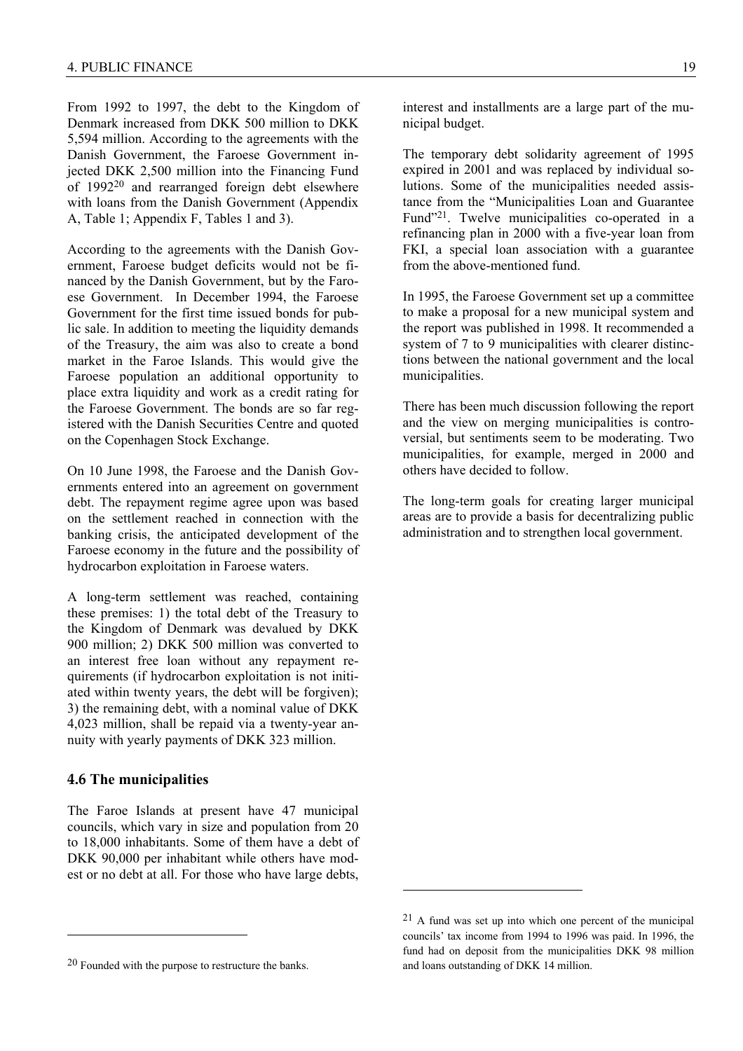From 1992 to 1997, the debt to the Kingdom of Denmark increased from DKK 500 million to DKK 5,594 million. According to the agreements with the Danish Government, the Faroese Government injected DKK 2,500 million into the Financing Fund of 1992[20] and rearranged foreign debt elsewhere with loans from the Danish Government (Appendix A, Table 1; Appendix F, Tables 1 and 3).

According to the agreements with the Danish Government, Faroese budget deficits would not be financed by the Danish Government, but by the Faroese Government. In December 1994, the Faroese Government for the first time issued bonds for public sale. In addition to meeting the liquidity demands of the Treasury, the aim was also to create a bond market in the Faroe Islands. This would give the Faroese population an additional opportunity to place extra liquidity and work as a credit rating for the Faroese Government. The bonds are so far registered with the Danish Securities Centre and quoted on the Copenhagen Stock Exchange.

On 10 June 1998, the Faroese and the Danish Governments entered into an agreement on government debt. The repayment regime agree upon was based on the settlement reached in connection with the banking crisis, the anticipated development of the Faroese economy in the future and the possibility of hydrocarbon exploitation in Faroese waters.

A long-term settlement was reached, containing these premises: 1) the total debt of the Treasury to the Kingdom of Denmark was devalued by DKK 900 million; 2) DKK 500 million was converted to an interest free loan without any repayment requirements (if hydrocarbon exploitation is not initiated within twenty years, the debt will be forgiven); 3) the remaining debt, with a nominal value of DKK 4,023 million, shall be repaid via a twenty-year annuity with yearly payments of DKK 323 million.

### 4.6 The municipalities

The Faroe Islands at present have 47 municipal councils, which vary in size and population from 20 to 18,000 inhabitants. Some of them have a debt of DKK 90,000 per inhabitant while others have modest or no debt at all. For those who have large debts, interest and installments are a large part of the municipal budget.

The temporary debt solidarity agreement of 1995 expired in 2001 and was replaced by individual solutions. Some of the municipalities needed assistance from the "Municipalities Loan and Guarantee Fund"[21]. Twelve municipalities co-operated in a refinancing plan in 2000 with a five-year loan from FKI, a special loan association with a guarantee from the above-mentioned fund.

In 1995, the Faroese Government set up a committee to make a proposal for a new municipal system and the report was published in 1998. It recommended a system of 7 to 9 municipalities with clearer distinctions between the national government and the local municipalities.

There has been much discussion following the report and the view on merging municipalities is controversial, but sentiments seem to be moderating. Two municipalities, for example, merged in 2000 and others have decided to follow.

The long-term goals for creating larger municipal areas are to provide a basis for decentralizing public administration and to strengthen local government.

---

[20] Founded with the purpose to restructure the banks.

[21] A fund was set up into which one percent of the municipal councils' tax income from 1994 to 1996 was paid. In 1996, the fund had on deposit from the municipalities DKK 98 million and loans outstanding of DKK 14 million.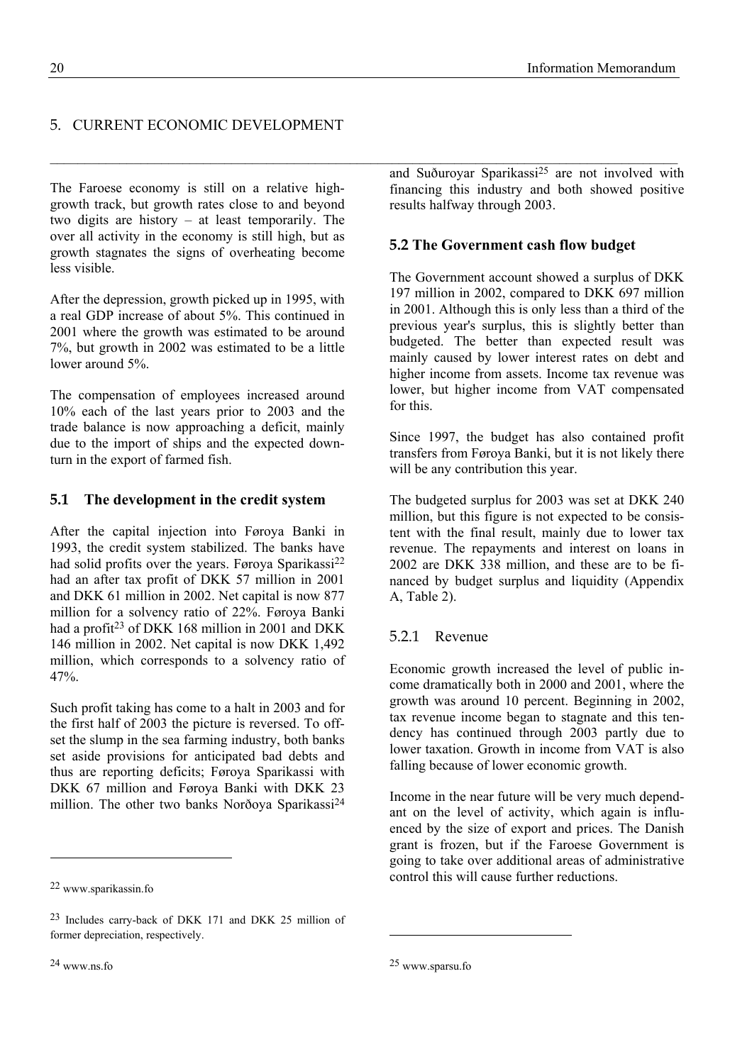## 5. CURRENT ECONOMIC DEVELOPMENT

The Faroese economy is still on a relative high-growth track, but growth rates close to and beyond two digits are history – at least temporarily. The over all activity in the economy is still high, but as growth stagnates the signs of overheating become less visible.

After the depression, growth picked up in 1995, with a real GDP increase of about 5%. This continued in 2001 where the growth was estimated to be around 7%, but growth in 2002 was estimated to be a little lower around 5%.

The compensation of employees increased around 10% each of the last years prior to 2003 and the trade balance is now approaching a deficit, mainly due to the import of ships and the expected downturn in the export of farmed fish.

### 5.1 The development in the credit system

After the capital injection into Føroya Banki in 1993, the credit system stabilized. The banks have had solid profits over the years. Føroya Sparikassi[22] had an after tax profit of DKK 57 million in 2001 and DKK 61 million in 2002. Net capital is now 877 million for a solvency ratio of 22%. Føroya Banki had a profit[23] of DKK 168 million in 2001 and DKK 146 million in 2002. Net capital is now DKK 1,492 million, which corresponds to a solvency ratio of 47%.

Such profit taking has come to a halt in 2003 and for the first half of 2003 the picture is reversed. To offset the slump in the sea farming industry, both banks set aside provisions for anticipated bad debts and thus are reporting deficits; Føroya Sparikassi with DKK 67 million and Føroya Banki with DKK 23 million. The other two banks Norðoya Sparikassi[24] and Suðuroyar Sparikassi[25] are not involved with financing this industry and both showed positive results halfway through 2003.

### 5.2 The Government cash flow budget

The Government account showed a surplus of DKK 197 million in 2002, compared to DKK 697 million in 2001. Although this is only less than a third of the previous year's surplus, this is slightly better than budgeted. The better than expected result was mainly caused by lower interest rates on debt and higher income from assets. Income tax revenue was lower, but higher income from VAT compensated for this.

Since 1997, the budget has also contained profit transfers from Føroya Banki, but it is not likely there will be any contribution this year.

The budgeted surplus for 2003 was set at DKK 240 million, but this figure is not expected to be consistent with the final result, mainly due to lower tax revenue. The repayments and interest on loans in 2002 are DKK 338 million, and these are to be financed by budget surplus and liquidity (Appendix A, Table 2).

#### 5.2.1 Revenue

Economic growth increased the level of public income dramatically both in 2000 and 2001, where the growth was around 10 percent. Beginning in 2002, tax revenue income began to stagnate and this tendency has continued through 2003 partly due to lower taxation. Growth in income from VAT is also falling because of lower economic growth.

Income in the near future will be very much dependant on the level of activity, which again is influenced by the size of export and prices. The Danish grant is frozen, but if the Faroese Government is going to take over additional areas of administrative control this will cause further reductions.

---

[22] www.sparikassin.fo

[23] Includes carry-back of DKK 171 and DKK 25 million of former depreciation, respectively.

[24] www.ns.fo

[25] www.sparsu.fo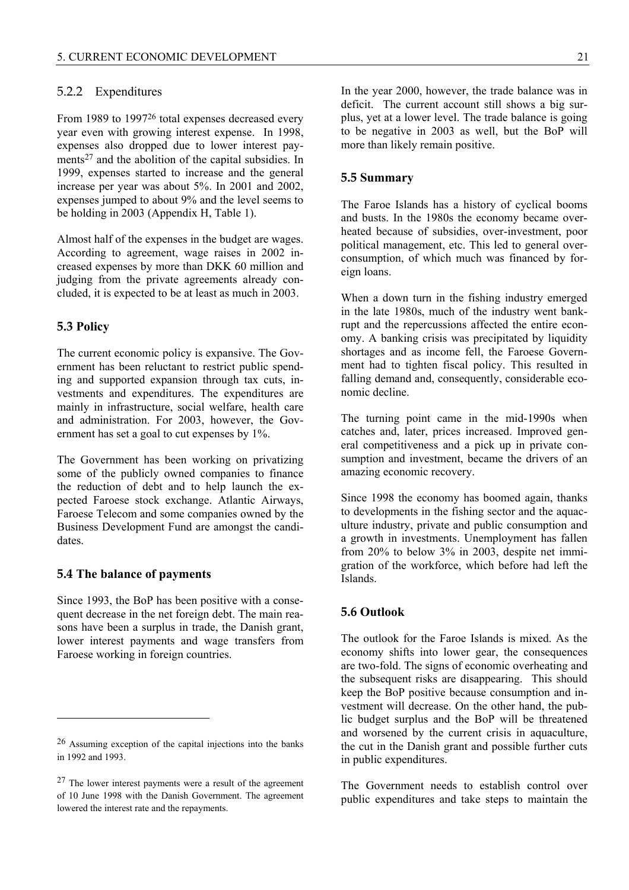### 5.2.2 Expenditures

From 1989 to 1997[26] total expenses decreased every year even with growing interest expense. In 1998, expenses also dropped due to lower interest payments[27] and the abolition of the capital subsidies. In 1999, expenses started to increase and the general increase per year was about 5%. In 2001 and 2002, expenses jumped to about 9% and the level seems to be holding in 2003 (Appendix H, Table 1).

Almost half of the expenses in the budget are wages. According to agreement, wage raises in 2002 increased expenses by more than DKK 60 million and judging from the private agreements already concluded, it is expected to be at least as much in 2003.

## 5.3 Policy

The current economic policy is expansive. The Government has been reluctant to restrict public spending and supported expansion through tax cuts, investments and expenditures. The expenditures are mainly in infrastructure, social welfare, health care and administration. For 2003, however, the Government has set a goal to cut expenses by 1%.

The Government has been working on privatizing some of the publicly owned companies to finance the reduction of debt and to help launch the expected Faroese stock exchange. Atlantic Airways, Faroese Telecom and some companies owned by the Business Development Fund are amongst the candidates.

## 5.4 The balance of payments

Since 1993, the BoP has been positive with a consequent decrease in the net foreign debt. The main reasons have been a surplus in trade, the Danish grant, lower interest payments and wage transfers from Faroese working in foreign countries.

In the year 2000, however, the trade balance was in deficit. The current account still shows a big surplus, yet at a lower level. The trade balance is going to be negative in 2003 as well, but the BoP will more than likely remain positive.

## 5.5 Summary

The Faroe Islands has a history of cyclical booms and busts. In the 1980s the economy became overheated because of subsidies, over-investment, poor political management, etc. This led to general overconsumption, of which much was financed by foreign loans.

When a down turn in the fishing industry emerged in the late 1980s, much of the industry went bankrupt and the repercussions affected the entire economy. A banking crisis was precipitated by liquidity shortages and as income fell, the Faroese Government had to tighten fiscal policy. This resulted in falling demand and, consequently, considerable economic decline.

The turning point came in the mid-1990s when catches and, later, prices increased. Improved general competitiveness and a pick up in private consumption and investment, became the drivers of an amazing economic recovery.

Since 1998 the economy has boomed again, thanks to developments in the fishing sector and the aquaculture industry, private and public consumption and a growth in investments. Unemployment has fallen from 20% to below 3% in 2003, despite net immigration of the workforce, which before had left the Islands.

## 5.6 Outlook

The outlook for the Faroe Islands is mixed. As the economy shifts into lower gear, the consequences are two-fold. The signs of economic overheating and the subsequent risks are disappearing. This should keep the BoP positive because consumption and investment will decrease. On the other hand, the public budget surplus and the BoP will be threatened and worsened by the current crisis in aquaculture, the cut in the Danish grant and possible further cuts in public expenditures.

The Government needs to establish control over public expenditures and take steps to maintain the

---

[26] Assuming exception of the capital injections into the banks in 1992 and 1993.

[27] The lower interest payments were a result of the agreement of 10 June 1998 with the Danish Government. The agreement lowered the interest rate and the repayments.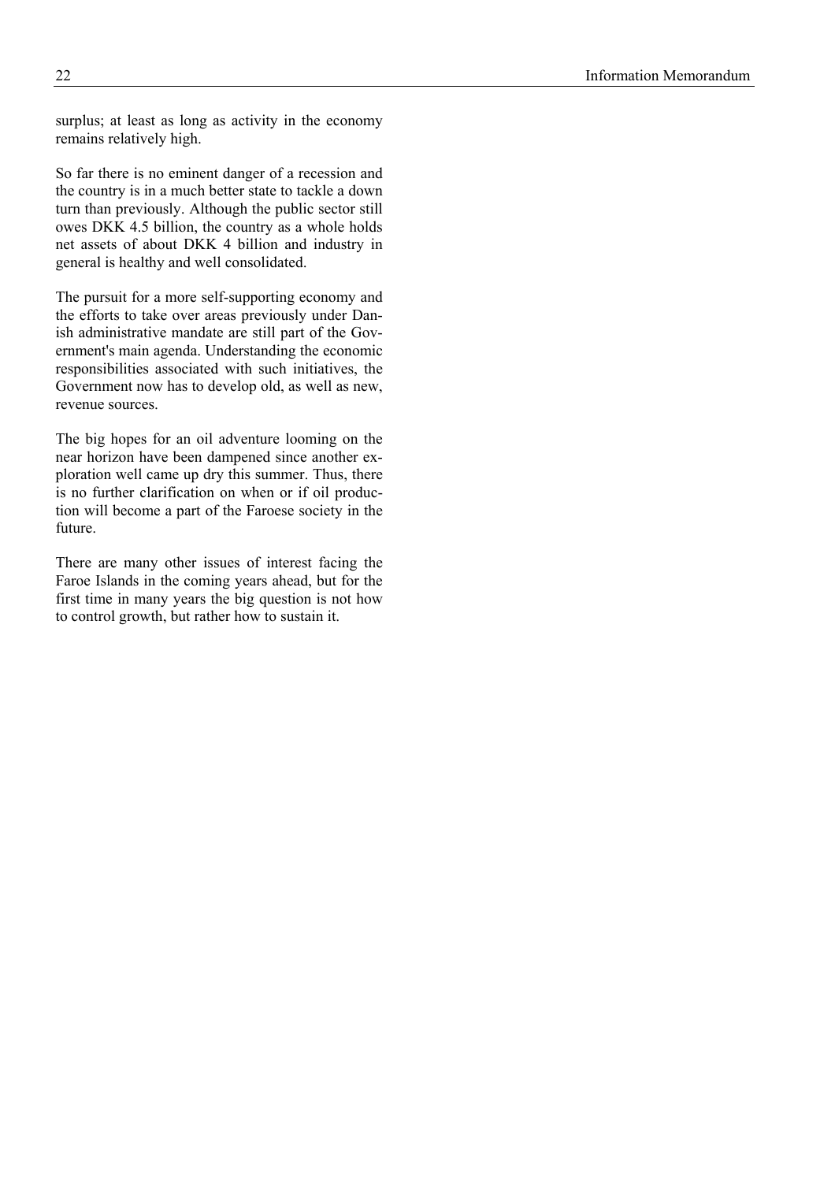surplus; at least as long as activity in the economy remains relatively high.

So far there is no eminent danger of a recession and the country is in a much better state to tackle a down turn than previously. Although the public sector still owes DKK 4.5 billion, the country as a whole holds net assets of about DKK 4 billion and industry in general is healthy and well consolidated.

The pursuit for a more self-supporting economy and the efforts to take over areas previously under Danish administrative mandate are still part of the Government's main agenda. Understanding the economic responsibilities associated with such initiatives, the Government now has to develop old, as well as new, revenue sources.

The big hopes for an oil adventure looming on the near horizon have been dampened since another exploration well came up dry this summer. Thus, there is no further clarification on when or if oil production will become a part of the Faroese society in the future.

There are many other issues of interest facing the Faroe Islands in the coming years ahead, but for the first time in many years the big question is not how to control growth, but rather how to sustain it.